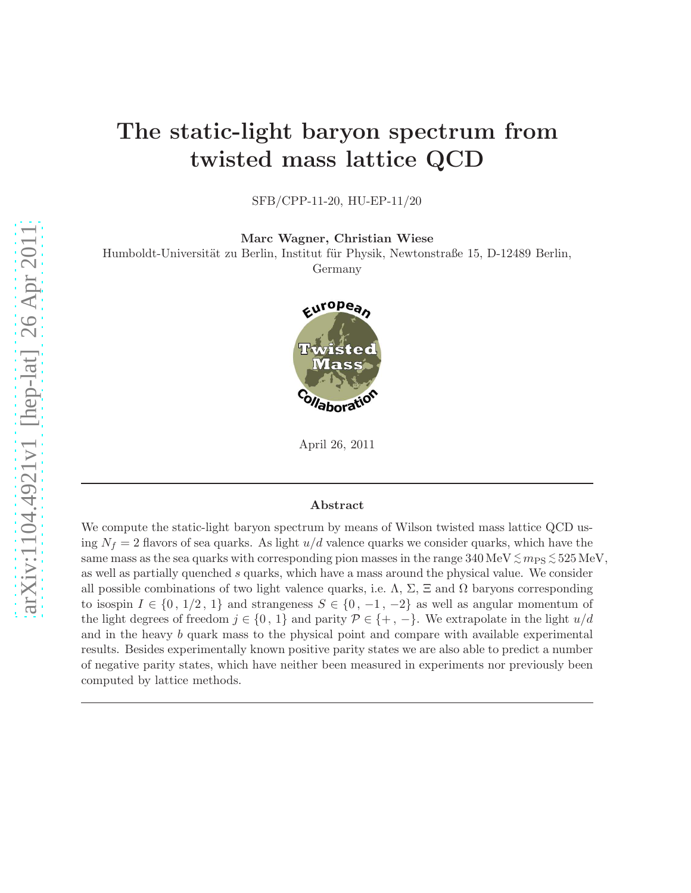# The static-light baryon spectrum from twisted mass lattice QCD

SFB/CPP-11-20, HU-EP-11/20

**Marc Wagner, Christian Wiese**

Humboldt-Universität zu Berlin, Institut für Physik, Newtonstraße 15, D-12489 Berlin, Germany

April 26, 2011

### Abstract

We compute the static-light baryon spectrum by means of Wilson twisted mass lattice QCD using $N_f = 2$ flavors of sea quarks. As light $u/d$ valence quarks we consider quarks, which have the same mass as the sea quarks with corresponding pion masses in the range $340\,\text{MeV} \lesssim m_{\text{PS}} \lesssim 525\,\text{MeV}$, as well as partially quenched $s$ quarks, which have a mass around the physical value. We consider all possible combinations of two light valence quarks, i.e. $\Lambda$, $\Sigma$, $\Xi$ and $\Omega$ baryons corresponding to isospin $I \in \{0\,,\,1/2\,,\,1\}$ and strangeness $S \in \{0\,,\,-1\,,\,-2\}$ as well as angular momentum of the light degrees of freedom $j \in \{0\,,\,1\}$ and parity $\mathcal{P} \in \{+\,,\,-\}$. We extrapolate in the light $u/d$ and in the heavy $b$ quark mass to the physical point and compare with available experimental results. Besides experimentally known positive parity states we are also able to predict a number of negative parity states, which have neither been measured in experiments nor previously been computed by lattice methods.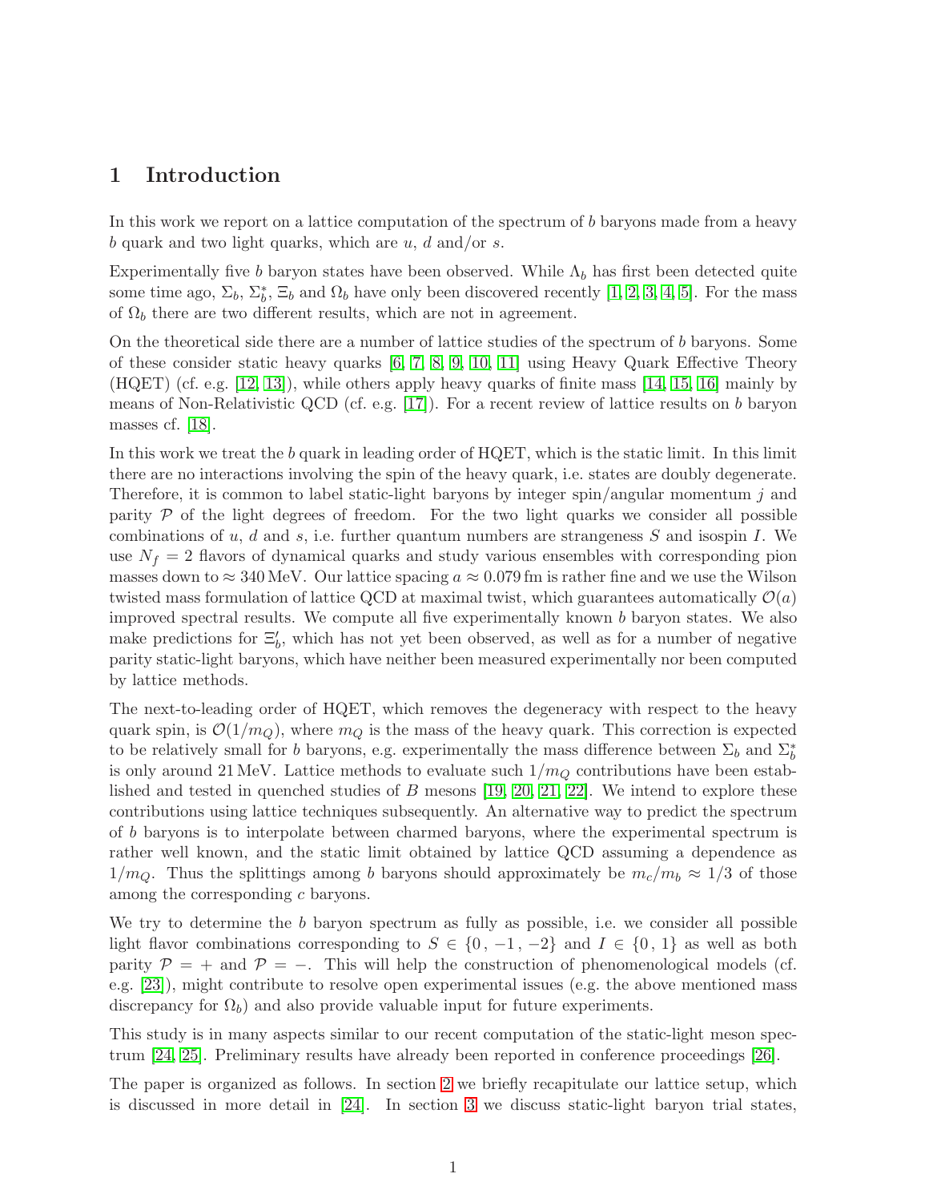# 1 Introduction

In this work we report on a lattice computation of the spectrum of $b$ baryons made from a heavy $b$ quark and two light quarks, which are $u$, $d$ and/or $s$.

Experimentally five $b$ baryon states have been observed. While $\Lambda_b$ has first been detected quite some time ago, $\Sigma_b$, $\Sigma_b^*$, $\Xi_b$ and $\Omega_b$ have only been discovered recently [1, 2, 3, 4, 5]. For the mass of $\Omega_b$ there are two different results, which are not in agreement.

On the theoretical side there are a number of lattice studies of the spectrum of $b$ baryons. Some of these consider static heavy quarks [6, 7, 8, 9, 10, 11] using Heavy Quark Effective Theory (HQET) (cf. e.g. [12, 13]), while others apply heavy quarks of finite mass [14, 15, 16] mainly by means of Non-Relativistic QCD (cf. e.g. [17]). For a recent review of lattice results on $b$ baryon masses cf. [18].

In this work we treat the $b$ quark in leading order of HQET, which is the static limit. In this limit there are no interactions involving the spin of the heavy quark, i.e. states are doubly degenerate. Therefore, it is common to label static-light baryons by integer spin/angular momentum $j$ and parity $\mathcal{P}$ of the light degrees of freedom. For the two light quarks we consider all possible combinations of $u$, $d$ and $s$, i.e. further quantum numbers are strangeness $S$ and isospin $I$. We use $N_f = 2$ flavors of dynamical quarks and study various ensembles with corresponding pion masses down to $\approx 340\,\text{MeV}$. Our lattice spacing $a \approx 0.079\,\text{fm}$ is rather fine and we use the Wilson twisted mass formulation of lattice QCD at maximal twist, which guarantees automatically $\mathcal{O}(a)$ improved spectral results. We compute all five experimentally known $b$ baryon states. We also make predictions for $\Xi_b'$, which has not yet been observed, as well as for a number of negative parity static-light baryons, which have neither been measured experimentally nor been computed by lattice methods.

The next-to-leading order of HQET, which removes the degeneracy with respect to the heavy quark spin, is $\mathcal{O}(1/m_Q)$, where $m_Q$ is the mass of the heavy quark. This correction is expected to be relatively small for $b$ baryons, e.g. experimentally the mass difference between $\Sigma_b$ and $\Sigma_b^*$ is only around $21\,\text{MeV}$. Lattice methods to evaluate such $1/m_Q$ contributions have been established and tested in quenched studies of $B$ mesons [19, 20, 21, 22]. We intend to explore these contributions using lattice techniques subsequently. An alternative way to predict the spectrum of $b$ baryons is to interpolate between charmed baryons, where the experimental spectrum is rather well known, and the static limit obtained by lattice QCD assuming a dependence as $1/m_Q$. Thus the splittings among $b$ baryons should approximately be $m_c/m_b \approx 1/3$ of those among the corresponding $c$ baryons.

We try to determine the $b$ baryon spectrum as fully as possible, i.e. we consider all possible light flavor combinations corresponding to $S \in \{0\,, -1\,, -2\}$ and $I \in \{0\,, 1\}$ as well as both parity $\mathcal{P} = +$ and $\mathcal{P} = -$. This will help the construction of phenomenological models (cf. e.g. [23]), might contribute to resolve open experimental issues (e.g. the above mentioned mass discrepancy for $\Omega_b$) and also provide valuable input for future experiments.

This study is in many aspects similar to our recent computation of the static-light meson spectrum [24, 25]. Preliminary results have already been reported in conference proceedings [26].

The paper is organized as follows. In section 2 we briefly recapitulate our lattice setup, which is discussed in more detail in [24]. In section 3 we discuss static-light baryon trial states,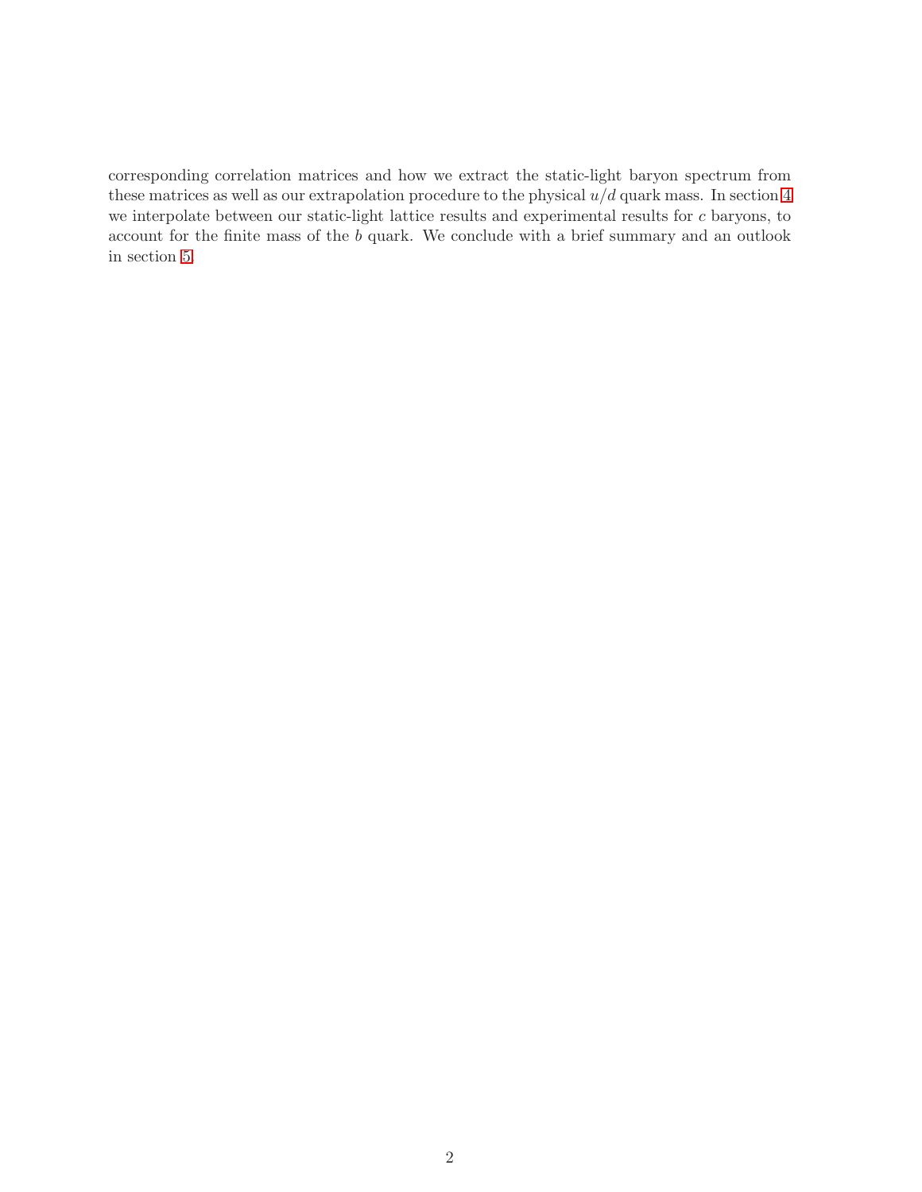corresponding correlation matrices and how we extract the static-light baryon spectrum from these matrices as well as our extrapolation procedure to the physical $u/d$ quark mass. In section 4 we interpolate between our static-light lattice results and experimental results for $c$ baryons, to account for the finite mass of the $b$ quark. We conclude with a brief summary and an outlook in section 5.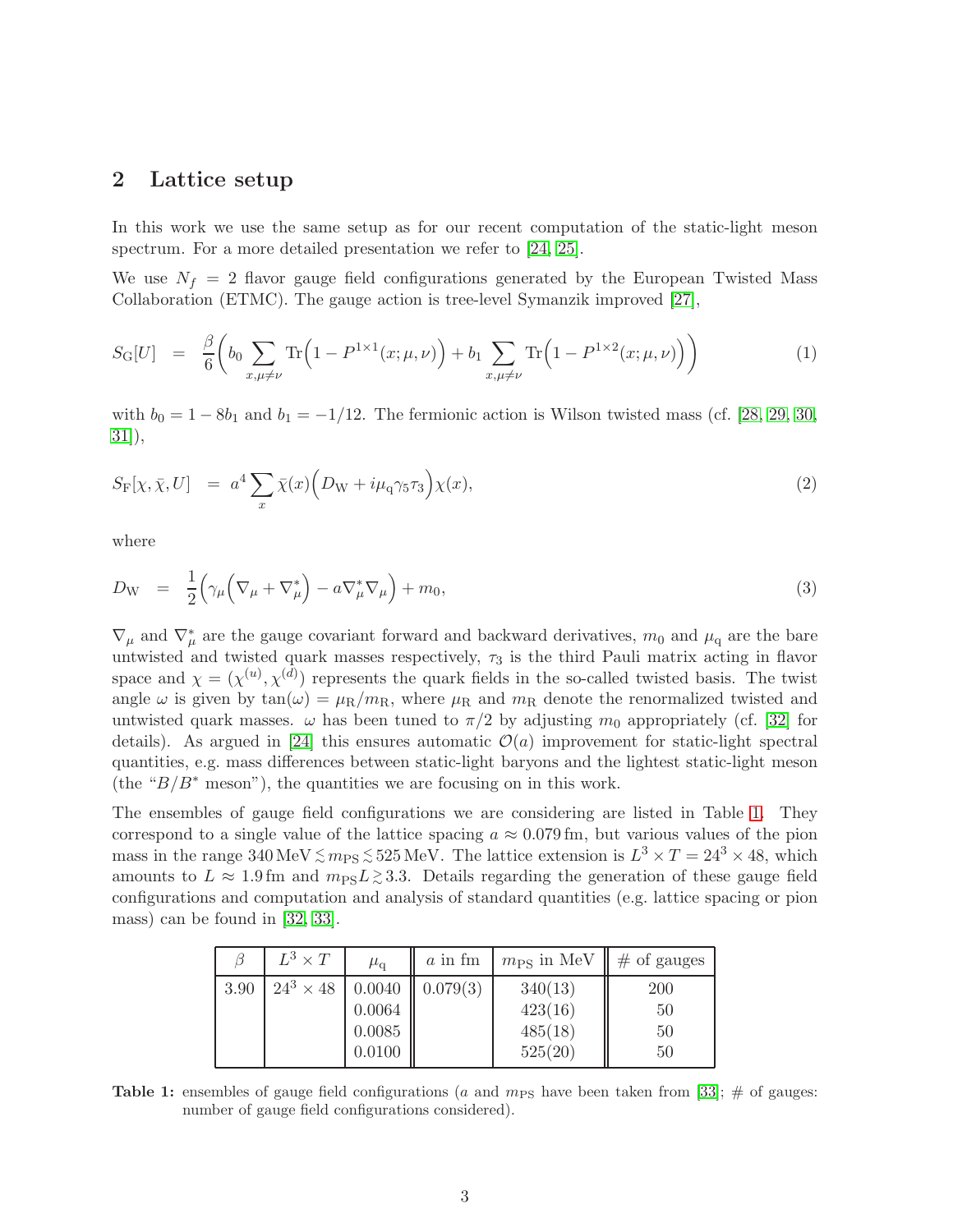## 2 Lattice setup

In this work we use the same setup as for our recent computation of the static-light meson spectrum. For a more detailed presentation we refer to [24, 25].

We use $N_f = 2$ flavor gauge field configurations generated by the European Twisted Mass Collaboration (ETMC). The gauge action is tree-level Symanzik improved [27],

$$S_\mathrm{G}[U] = \frac{\beta}{6}\bigg(b_0 \sum_{x,\mu\neq\nu} \mathrm{Tr}\Big(1 - P^{1\times 1}(x;\mu,\nu)\Big) + b_1 \sum_{x,\mu\neq\nu} \mathrm{Tr}\Big(1 - P^{1\times 2}(x;\mu,\nu)\Big)\bigg) \tag{1}$$

with $b_0 = 1 - 8b_1$ and $b_1 = -1/12$. The fermionic action is Wilson twisted mass (cf. [28, 29, 30, 31]),

$$S_\mathrm{F}[\chi,\bar{\chi},U] = a^4 \sum_x \bar{\chi}(x)\Big(D_\mathrm{W} + i\mu_\mathrm{q}\gamma_5\tau_3\Big)\chi(x), \tag{2}$$

where

$$D_\mathrm{W} = \frac{1}{2}\Big(\gamma_\mu\Big(\nabla_\mu + \nabla^*_\mu\Big) - a\nabla^*_\mu\nabla_\mu\Big) + m_0, \tag{3}$$

$\nabla_\mu$ and $\nabla^*_\mu$ are the gauge covariant forward and backward derivatives, $m_0$ and $\mu_\mathrm{q}$ are the bare untwisted and twisted quark masses respectively, $\tau_3$ is the third Pauli matrix acting in flavor space and $\chi = (\chi^{(u)}, \chi^{(d)})$ represents the quark fields in the so-called twisted basis. The twist angle $\omega$ is given by $\tan(\omega) = \mu_\mathrm{R}/m_\mathrm{R}$, where $\mu_\mathrm{R}$ and $m_\mathrm{R}$ denote the renormalized twisted and untwisted quark masses. $\omega$ has been tuned to $\pi/2$ by adjusting $m_0$ appropriately (cf. [32] for details). As argued in [24] this ensures automatic $\mathcal{O}(a)$ improvement for static-light spectral quantities, e.g. mass differences between static-light baryons and the lightest static-light meson (the "$B/B^*$ meson"), the quantities we are focusing on in this work.

The ensembles of gauge field configurations we are considering are listed in Table 1. They correspond to a single value of the lattice spacing $a \approx 0.079\,\mathrm{fm}$, but various values of the pion mass in the range $340\,\mathrm{MeV} \lesssim m_\mathrm{PS} \lesssim 525\,\mathrm{MeV}$. The lattice extension is $L^3 \times T = 24^3 \times 48$, which amounts to $L \approx 1.9\,\mathrm{fm}$ and $m_\mathrm{PS}L \gtrsim 3.3$. Details regarding the generation of these gauge field configurations and computation and analysis of standard quantities (e.g. lattice spacing or pion mass) can be found in [32, 33].

| $\beta$ | $L^3 \times T$ | $\mu_\mathrm{q}$ | $a$ in fm | $m_\mathrm{PS}$ in MeV | # of gauges |
|---|---|---|---|---|---|
| 3.90 | $24^3 \times 48$ | 0.0040 | 0.079(3) | 340(13) | 200 |
| | | 0.0064 | | 423(16) | 50 |
| | | 0.0085 | | 485(18) | 50 |
| | | 0.0100 | | 525(20) | 50 |

**Table 1:** ensembles of gauge field configurations ($a$ and $m_\mathrm{PS}$ have been taken from [33]; # of gauges: number of gauge field configurations considered).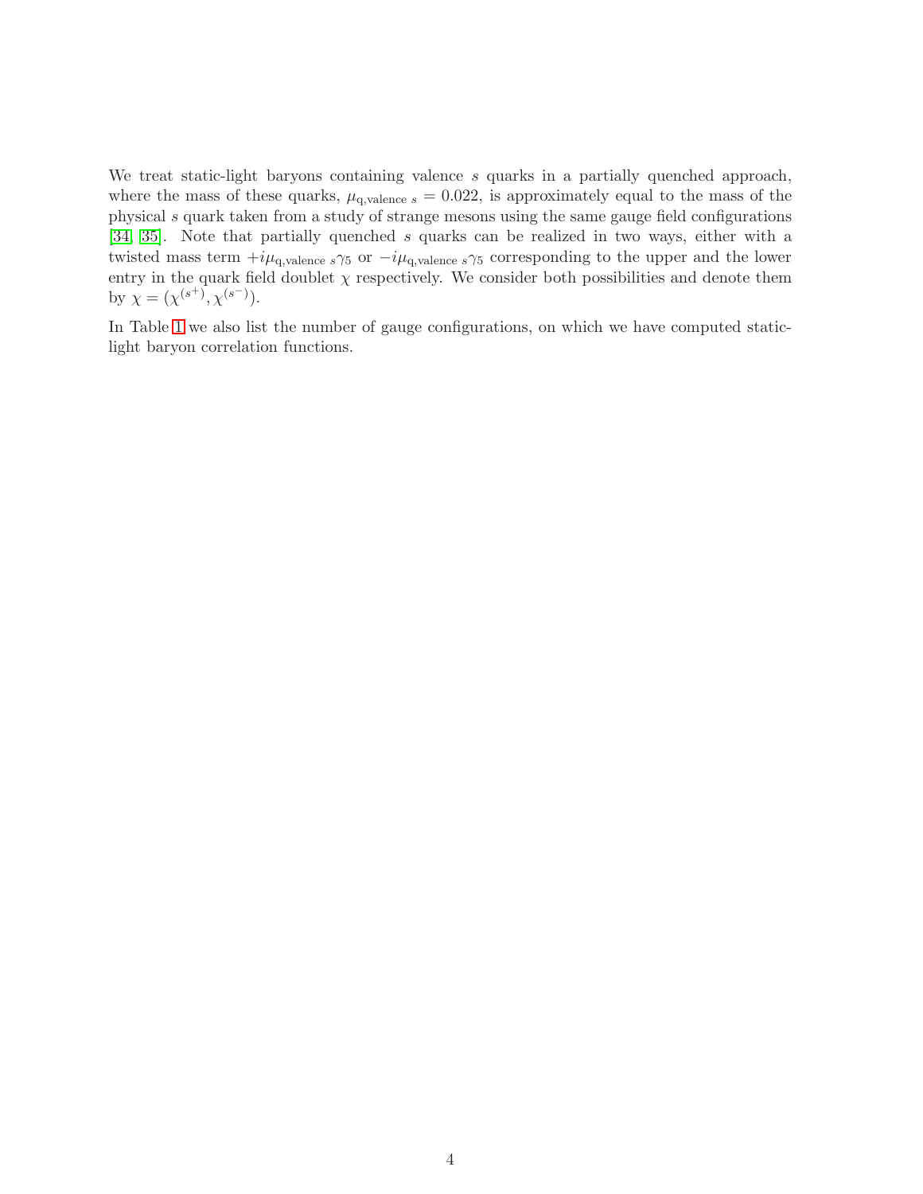We treat static-light baryons containing valence $s$ quarks in a partially quenched approach, where the mass of these quarks, $\mu_{\mathrm{q,valence}\ s} = 0.022$, is approximately equal to the mass of the physical $s$ quark taken from a study of strange mesons using the same gauge field configurations [34, 35]. Note that partially quenched $s$ quarks can be realized in two ways, either with a twisted mass term $+i\mu_{\mathrm{q,valence}\ s}\gamma_5$ or $-i\mu_{\mathrm{q,valence}\ s}\gamma_5$ corresponding to the upper and the lower entry in the quark field doublet $\chi$ respectively. We consider both possibilities and denote them by $\chi = (\chi^{(s^+)}, \chi^{(s^-)})$.

In Table 1 we also list the number of gauge configurations, on which we have computed static-light baryon correlation functions.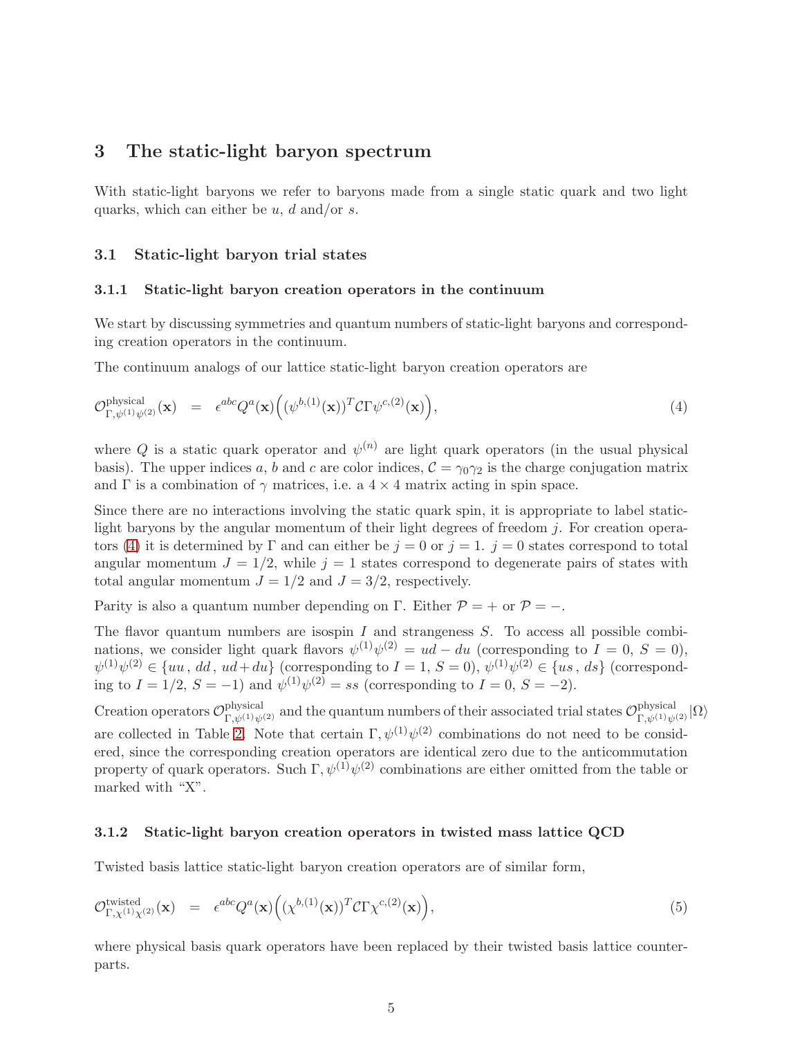## 3 The static-light baryon spectrum

With static-light baryons we refer to baryons made from a single static quark and two light quarks, which can either be $u$, $d$ and/or $s$.

### 3.1 Static-light baryon trial states

#### 3.1.1 Static-light baryon creation operators in the continuum

We start by discussing symmetries and quantum numbers of static-light baryons and corresponding creation operators in the continuum.

The continuum analogs of our lattice static-light baryon creation operators are

$$\mathcal{O}^{\text{physical}}_{\Gamma,\psi^{(1)}\psi^{(2)}}(\mathbf{x}) \quad = \quad \epsilon^{abc} Q^a(\mathbf{x}) \Big( (\psi^{b,(1)}(\mathbf{x}))^T \mathcal{C} \Gamma \psi^{c,(2)}(\mathbf{x}) \Big), \tag{4}$$

where $Q$ is a static quark operator and $\psi^{(n)}$ are light quark operators (in the usual physical basis). The upper indices $a$, $b$ and $c$ are color indices, $\mathcal{C} = \gamma_0 \gamma_2$ is the charge conjugation matrix and $\Gamma$ is a combination of $\gamma$ matrices, i.e. a $4 \times 4$ matrix acting in spin space.

Since there are no interactions involving the static quark spin, it is appropriate to label static-light baryons by the angular momentum of their light degrees of freedom $j$. For creation operators (4) it is determined by $\Gamma$ and can either be $j = 0$ or $j = 1$. $j = 0$ states correspond to total angular momentum $J = 1/2$, while $j = 1$ states correspond to degenerate pairs of states with total angular momentum $J = 1/2$ and $J = 3/2$, respectively.

Parity is also a quantum number depending on $\Gamma$. Either $\mathcal{P} = +$ or $\mathcal{P} = -$.

The flavor quantum numbers are isospin $I$ and strangeness $S$. To access all possible combinations, we consider light quark flavors $\psi^{(1)}\psi^{(2)} = ud - du$ (corresponding to $I = 0$, $S = 0$), $\psi^{(1)}\psi^{(2)} \in \{uu\,,\,dd\,,\,ud + du\}$ (corresponding to $I = 1$, $S = 0$), $\psi^{(1)}\psi^{(2)} \in \{us\,,\,ds\}$ (corresponding to $I = 1/2$, $S = -1$) and $\psi^{(1)}\psi^{(2)} = ss$ (corresponding to $I = 0$, $S = -2$).

Creation operators $\mathcal{O}^{\text{physical}}_{\Gamma,\psi^{(1)}\psi^{(2)}}$ and the quantum numbers of their associated trial states $\mathcal{O}^{\text{physical}}_{\Gamma,\psi^{(1)}\psi^{(2)}}|\Omega\rangle$ are collected in Table 2. Note that certain $\Gamma, \psi^{(1)}\psi^{(2)}$ combinations do not need to be considered, since the corresponding creation operators are identical zero due to the anticommutation property of quark operators. Such $\Gamma, \psi^{(1)}\psi^{(2)}$ combinations are either omitted from the table or marked with "X".

#### 3.1.2 Static-light baryon creation operators in twisted mass lattice QCD

Twisted basis lattice static-light baryon creation operators are of similar form,

$$\mathcal{O}^{\text{twisted}}_{\Gamma,\chi^{(1)}\chi^{(2)}}(\mathbf{x}) \quad = \quad \epsilon^{abc} Q^a(\mathbf{x}) \Big( (\chi^{b,(1)}(\mathbf{x}))^T \mathcal{C} \Gamma \chi^{c,(2)}(\mathbf{x}) \Big), \tag{5}$$

where physical basis quark operators have been replaced by their twisted basis lattice counterparts.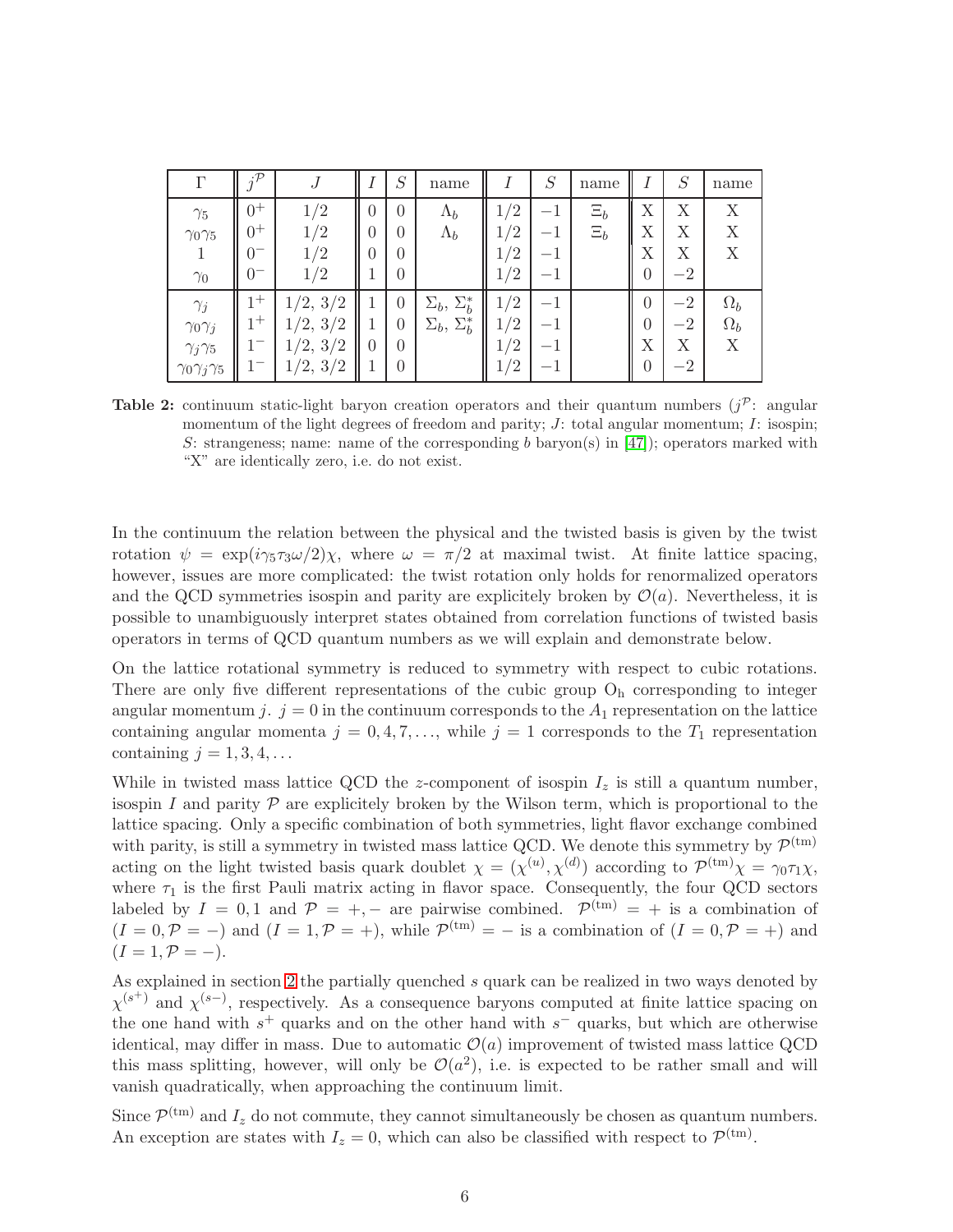| $\Gamma$ | $j^{\mathcal{P}}$ | $J$ | $I$ | $S$ | name | $I$ | $S$ | name | $I$ | $S$ | name |
|---|---|---|---|---|---|---|---|---|---|---|---|
| $\gamma_5$ | $0^+$ | $1/2$ | $0$ | $0$ | $\Lambda_b$ | $1/2$ | $-1$ | $\Xi_b$ | X | X | X |
| $\gamma_0\gamma_5$ | $0^+$ | $1/2$ | $0$ | $0$ | $\Lambda_b$ | $1/2$ | $-1$ | $\Xi_b$ | X | X | X |
| $1$ | $0^-$ | $1/2$ | $0$ | $0$ | | $1/2$ | $-1$ | | X | X | X |
| $\gamma_0$ | $0^-$ | $1/2$ | $1$ | $0$ | | $1/2$ | $-1$ | | $0$ | $-2$ | |
| $\gamma_j$ | $1^+$ | $1/2,\ 3/2$ | $1$ | $0$ | $\Sigma_b$, $\Sigma_b^*$ | $1/2$ | $-1$ | | $0$ | $-2$ | $\Omega_b$ |
| $\gamma_0\gamma_j$ | $1^+$ | $1/2,\ 3/2$ | $1$ | $0$ | $\Sigma_b$, $\Sigma_b^*$ | $1/2$ | $-1$ | | $0$ | $-2$ | $\Omega_b$ |
| $\gamma_j\gamma_5$ | $1^-$ | $1/2,\ 3/2$ | $0$ | $0$ | | $1/2$ | $-1$ | | X | X | X |
| $\gamma_0\gamma_j\gamma_5$ | $1^-$ | $1/2,\ 3/2$ | $1$ | $0$ | | $1/2$ | $-1$ | | $0$ | $-2$ | |

**Table 2:** continuum static-light baryon creation operators and their quantum numbers ($j^{\mathcal{P}}$: angular momentum of the light degrees of freedom and parity; $J$: total angular momentum; $I$: isospin; $S$: strangeness; name: name of the corresponding $b$ baryon(s) in [47]); operators marked with "X" are identically zero, i.e. do not exist.

In the continuum the relation between the physical and the twisted basis is given by the twist rotation $\psi = \exp(i\gamma_5\tau_3\omega/2)\chi$, where $\omega = \pi/2$ at maximal twist. At finite lattice spacing, however, issues are more complicated: the twist rotation only holds for renormalized operators and the QCD symmetries isospin and parity are explicitely broken by $\mathcal{O}(a)$. Nevertheless, it is possible to unambiguously interpret states obtained from correlation functions of twisted basis operators in terms of QCD quantum numbers as we will explain and demonstrate below.

On the lattice rotational symmetry is reduced to symmetry with respect to cubic rotations. There are only five different representations of the cubic group $\mathrm{O_h}$ corresponding to integer angular momentum $j$. $j = 0$ in the continuum corresponds to the $A_1$ representation on the lattice containing angular momenta $j = 0, 4, 7, \ldots$, while $j = 1$ corresponds to the $T_1$ representation containing $j = 1, 3, 4, \ldots$

While in twisted mass lattice QCD the $z$-component of isospin $I_z$ is still a quantum number, isospin $I$ and parity $\mathcal{P}$ are explicitely broken by the Wilson term, which is proportional to the lattice spacing. Only a specific combination of both symmetries, light flavor exchange combined with parity, is still a symmetry in twisted mass lattice QCD. We denote this symmetry by $\mathcal{P}^{(\mathrm{tm})}$ acting on the light twisted basis quark doublet $\chi = (\chi^{(u)}, \chi^{(d)})$ according to $\mathcal{P}^{(\mathrm{tm})}\chi = \gamma_0\tau_1\chi$, where $\tau_1$ is the first Pauli matrix acting in flavor space. Consequently, the four QCD sectors labeled by $I = 0, 1$ and $\mathcal{P} = +, -$ are pairwise combined. $\mathcal{P}^{(\mathrm{tm})} = +$ is a combination of $(I = 0, \mathcal{P} = -)$ and $(I = 1, \mathcal{P} = +)$, while $\mathcal{P}^{(\mathrm{tm})} = -$ is a combination of $(I = 0, \mathcal{P} = +)$ and $(I = 1, \mathcal{P} = -)$.

As explained in section 2 the partially quenched $s$ quark can be realized in two ways denoted by $\chi^{(s^+)}$ and $\chi^{(s-)}$, respectively. As a consequence baryons computed at finite lattice spacing on the one hand with $s^+$ quarks and on the other hand with $s^-$ quarks, but which are otherwise identical, may differ in mass. Due to automatic $\mathcal{O}(a)$ improvement of twisted mass lattice QCD this mass splitting, however, will only be $\mathcal{O}(a^2)$, i.e. is expected to be rather small and will vanish quadratically, when approaching the continuum limit.

Since $\mathcal{P}^{(\mathrm{tm})}$ and $I_z$ do not commute, they cannot simultaneously be chosen as quantum numbers. An exception are states with $I_z = 0$, which can also be classified with respect to $\mathcal{P}^{(\mathrm{tm})}$.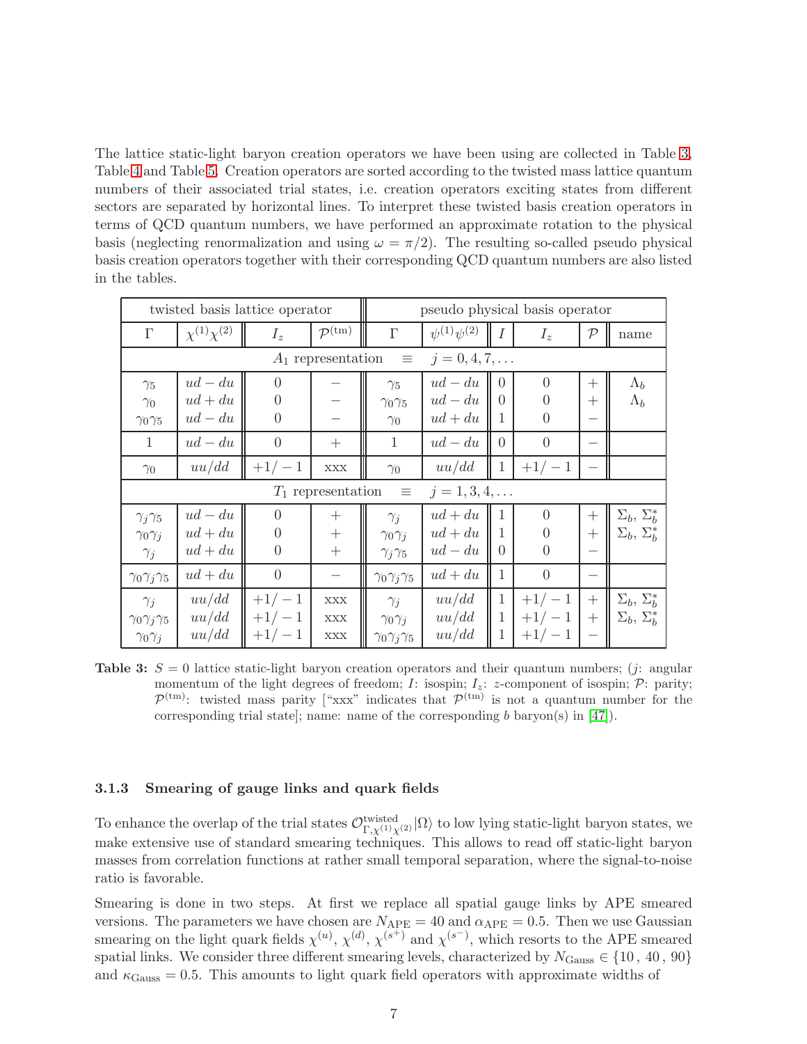The lattice static-light baryon creation operators we have been using are collected in Table 3, Table 4 and Table 5. Creation operators are sorted according to the twisted mass lattice quantum numbers of their associated trial states, i.e. creation operators exciting states from different sectors are separated by horizontal lines. To interpret these twisted basis creation operators in terms of QCD quantum numbers, we have performed an approximate rotation to the physical basis (neglecting renormalization and using $\omega = \pi/2$). The resulting so-called pseudo physical basis creation operators together with their corresponding QCD quantum numbers are also listed in the tables.

| twisted basis lattice operator | | | | pseudo physical basis operator | | | | | |
|---|---|---|---|---|---|---|---|---|---|
| $\Gamma$ | $\chi^{(1)}\chi^{(2)}$ | $I_z$ | $\mathcal{P}^{(\mathrm{tm})}$ | $\Gamma$ | $\psi^{(1)}\psi^{(2)}$ | $I$ | $I_z$ | $\mathcal{P}$ | name |
| $A_1$ representation $\equiv$ $j = 0, 4, 7, \ldots$ | | | | | | | | | |
| $\gamma_5$ | $ud - du$ | $0$ | $-$ | $\gamma_5$ | $ud - du$ | $0$ | $0$ | $+$ | $\Lambda_b$ |
| $\gamma_0$ | $ud + du$ | $0$ | $-$ | $\gamma_0\gamma_5$ | $ud - du$ | $0$ | $0$ | $+$ | $\Lambda_b$ |
| $\gamma_0\gamma_5$ | $ud - du$ | $0$ | $-$ | $\gamma_0$ | $ud + du$ | $1$ | $0$ | $-$ | |
| $1$ | $ud - du$ | $0$ | $+$ | $1$ | $ud - du$ | $0$ | $0$ | $-$ | |
| $\gamma_0$ | $uu/dd$ | $+1/-1$ | xxx | $\gamma_0$ | $uu/dd$ | $1$ | $+1/-1$ | $-$ | |
| $T_1$ representation $\equiv$ $j = 1, 3, 4, \ldots$ | | | | | | | | | |
| $\gamma_j\gamma_5$ | $ud - du$ | $0$ | $+$ | $\gamma_j$ | $ud + du$ | $1$ | $0$ | $+$ | $\Sigma_b$, $\Sigma_b^*$ |
| $\gamma_0\gamma_j$ | $ud + du$ | $0$ | $+$ | $\gamma_0\gamma_j$ | $ud + du$ | $1$ | $0$ | $+$ | $\Sigma_b$, $\Sigma_b^*$ |
| $\gamma_j$ | $ud + du$ | $0$ | $+$ | $\gamma_j\gamma_5$ | $ud - du$ | $0$ | $0$ | $-$ | |
| $\gamma_0\gamma_j\gamma_5$ | $ud + du$ | $0$ | $-$ | $\gamma_0\gamma_j\gamma_5$ | $ud + du$ | $1$ | $0$ | $-$ | |
| $\gamma_j$ | $uu/dd$ | $+1/-1$ | xxx | $\gamma_j$ | $uu/dd$ | $1$ | $+1/-1$ | $+$ | $\Sigma_b$, $\Sigma_b^*$ |
| $\gamma_0\gamma_j\gamma_5$ | $uu/dd$ | $+1/-1$ | xxx | $\gamma_0\gamma_j$ | $uu/dd$ | $1$ | $+1/-1$ | $+$ | $\Sigma_b$, $\Sigma_b^*$ |
| $\gamma_0\gamma_j$ | $uu/dd$ | $+1/-1$ | xxx | $\gamma_0\gamma_j\gamma_5$ | $uu/dd$ | $1$ | $+1/-1$ | $-$ | |

**Table 3:** $S = 0$ lattice static-light baryon creation operators and their quantum numbers; ($j$: angular momentum of the light degrees of freedom; $I$: isospin; $I_z$: $z$-component of isospin; $\mathcal{P}$: parity; $\mathcal{P}^{(\mathrm{tm})}$: twisted mass parity ["xxx" indicates that $\mathcal{P}^{(\mathrm{tm})}$ is not a quantum number for the corresponding trial state]; name: name of the corresponding $b$ baryon(s) in [47]).

### 3.1.3 Smearing of gauge links and quark fields

To enhance the overlap of the trial states $\mathcal{O}^{\mathrm{twisted}}_{\Gamma,\chi^{(1)}\chi^{(2)}}|\Omega\rangle$ to low lying static-light baryon states, we make extensive use of standard smearing techniques. This allows to read off static-light baryon masses from correlation functions at rather small temporal separation, where the signal-to-noise ratio is favorable.

Smearing is done in two steps. At first we replace all spatial gauge links by APE smeared versions. The parameters we have chosen are $N_{\mathrm{APE}} = 40$ and $\alpha_{\mathrm{APE}} = 0.5$. Then we use Gaussian smearing on the light quark fields $\chi^{(u)}$, $\chi^{(d)}$, $\chi^{(s^+)}$ and $\chi^{(s^-)}$, which resorts to the APE smeared spatial links. We consider three different smearing levels, characterized by $N_{\mathrm{Gauss}} \in \{10\,,\,40\,,\,90\}$ and $\kappa_{\mathrm{Gauss}} = 0.5$. This amounts to light quark field operators with approximate widths of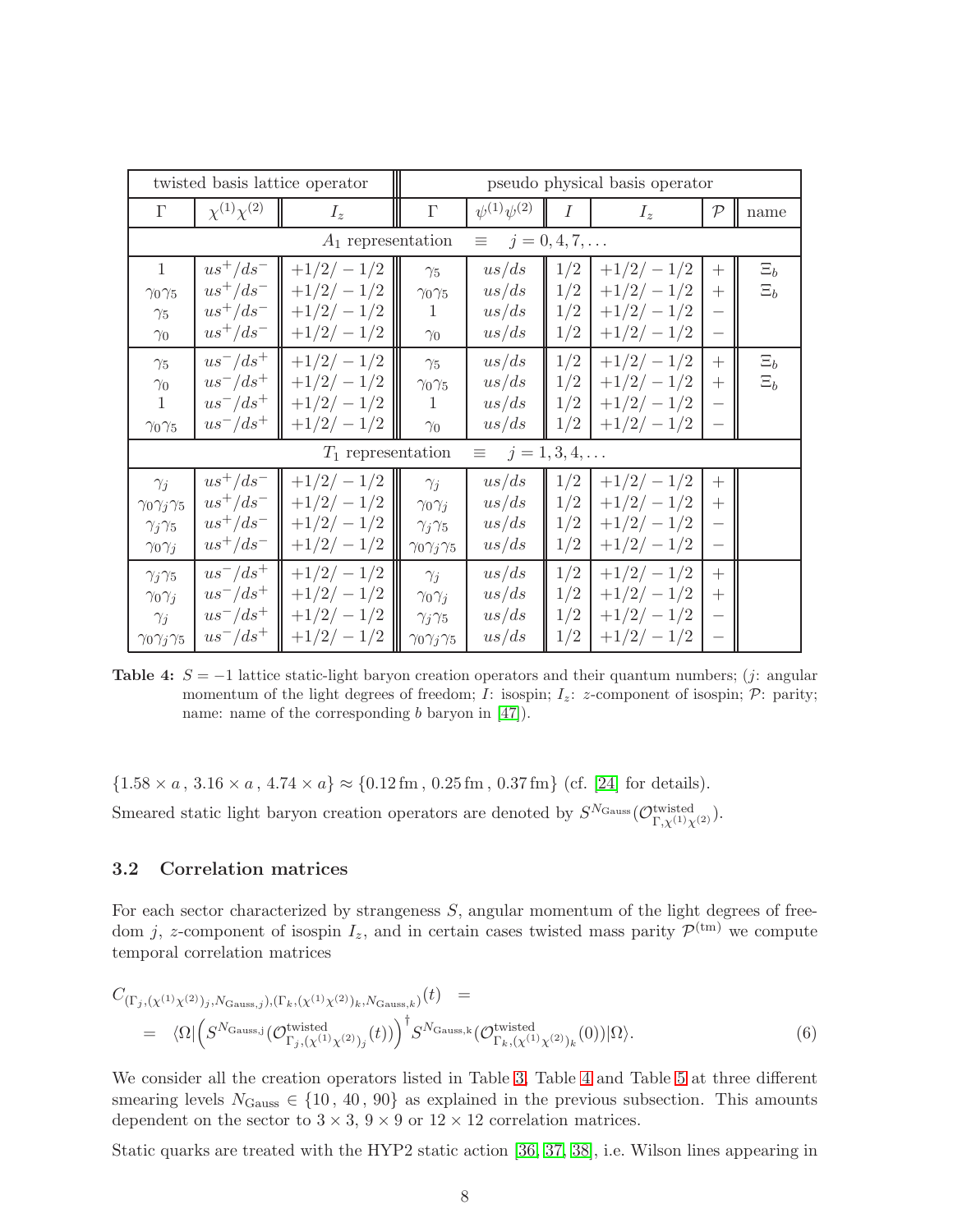| twisted basis lattice operator | | | pseudo physical basis operator | | | | | |
|---|---|---|---|---|---|---|---|---|
| $\Gamma$ | $\chi^{(1)}\chi^{(2)}$ | $I_z$ | $\Gamma$ | $\psi^{(1)}\psi^{(2)}$ | $I$ | $I_z$ | $\mathcal{P}$ | name |
| $A_1$ representation $\equiv$ $j = 0, 4, 7, \ldots$ | | | | | | | | |
| $1$ | $us^+/ds^-$ | $+1/2/-1/2$ | $\gamma_5$ | $us/ds$ | $1/2$ | $+1/2/-1/2$ | $+$ | $\Xi_b$ |
| $\gamma_0\gamma_5$ | $us^+/ds^-$ | $+1/2/-1/2$ | $\gamma_0\gamma_5$ | $us/ds$ | $1/2$ | $+1/2/-1/2$ | $+$ | $\Xi_b$ |
| $\gamma_5$ | $us^+/ds^-$ | $+1/2/-1/2$ | $1$ | $us/ds$ | $1/2$ | $+1/2/-1/2$ | $-$ | |
| $\gamma_0$ | $us^+/ds^-$ | $+1/2/-1/2$ | $\gamma_0$ | $us/ds$ | $1/2$ | $+1/2/-1/2$ | $-$ | |
| $\gamma_5$ | $us^-/ds^+$ | $+1/2/-1/2$ | $\gamma_5$ | $us/ds$ | $1/2$ | $+1/2/-1/2$ | $+$ | $\Xi_b$ |
| $\gamma_0$ | $us^-/ds^+$ | $+1/2/-1/2$ | $\gamma_0\gamma_5$ | $us/ds$ | $1/2$ | $+1/2/-1/2$ | $+$ | $\Xi_b$ |
| $1$ | $us^-/ds^+$ | $+1/2/-1/2$ | $1$ | $us/ds$ | $1/2$ | $+1/2/-1/2$ | $-$ | |
| $\gamma_0\gamma_5$ | $us^-/ds^+$ | $+1/2/-1/2$ | $\gamma_0$ | $us/ds$ | $1/2$ | $+1/2/-1/2$ | $-$ | |
| $T_1$ representation $\equiv$ $j = 1, 3, 4, \ldots$ | | | | | | | | |
| $\gamma_j$ | $us^+/ds^-$ | $+1/2/-1/2$ | $\gamma_j$ | $us/ds$ | $1/2$ | $+1/2/-1/2$ | $+$ | |
| $\gamma_0\gamma_j\gamma_5$ | $us^+/ds^-$ | $+1/2/-1/2$ | $\gamma_0\gamma_j$ | $us/ds$ | $1/2$ | $+1/2/-1/2$ | $+$ | |
| $\gamma_j\gamma_5$ | $us^+/ds^-$ | $+1/2/-1/2$ | $\gamma_j\gamma_5$ | $us/ds$ | $1/2$ | $+1/2/-1/2$ | $-$ | |
| $\gamma_0\gamma_j$ | $us^+/ds^-$ | $+1/2/-1/2$ | $\gamma_0\gamma_j\gamma_5$ | $us/ds$ | $1/2$ | $+1/2/-1/2$ | $-$ | |
| $\gamma_j\gamma_5$ | $us^-/ds^+$ | $+1/2/-1/2$ | $\gamma_j$ | $us/ds$ | $1/2$ | $+1/2/-1/2$ | $+$ | |
| $\gamma_0\gamma_j$ | $us^-/ds^+$ | $+1/2/-1/2$ | $\gamma_0\gamma_j$ | $us/ds$ | $1/2$ | $+1/2/-1/2$ | $+$ | |
| $\gamma_j$ | $us^-/ds^+$ | $+1/2/-1/2$ | $\gamma_j\gamma_5$ | $us/ds$ | $1/2$ | $+1/2/-1/2$ | $-$ | |
| $\gamma_0\gamma_j\gamma_5$ | $us^-/ds^+$ | $+1/2/-1/2$ | $\gamma_0\gamma_j\gamma_5$ | $us/ds$ | $1/2$ | $+1/2/-1/2$ | $-$ | |

**Table 4:** $S = -1$ lattice static-light baryon creation operators and their quantum numbers; ($j$: angular momentum of the light degrees of freedom; $I$: isospin; $I_z$: $z$-component of isospin; $\mathcal{P}$: parity; name: name of the corresponding $b$ baryon in [47]).

$\{1.58 \times a\,,\, 3.16 \times a\,,\, 4.74 \times a\} \approx \{0.12\,\text{fm}\,,\, 0.25\,\text{fm}\,,\, 0.37\,\text{fm}\}$ (cf. [24] for details).

Smeared static light baryon creation operators are denoted by $S^{N_\text{Gauss}}(\mathcal{O}^\text{twisted}_{\Gamma,\chi^{(1)}\chi^{(2)}})$.

### 3.2 Correlation matrices

For each sector characterized by strangeness $S$, angular momentum of the light degrees of freedom $j$, $z$-component of isospin $I_z$, and in certain cases twisted mass parity $\mathcal{P}^{(\text{tm})}$ we compute temporal correlation matrices

$$
\begin{aligned}
& C_{(\Gamma_j,(\chi^{(1)}\chi^{(2)})_j,N_{\text{Gauss},j}),(\Gamma_k,(\chi^{(1)}\chi^{(2)})_k,N_{\text{Gauss},k})}(t) \quad = \\
& \quad = \quad \langle\Omega|\Big(S^{N_{\text{Gauss},j}}(\mathcal{O}^\text{twisted}_{\Gamma_j,(\chi^{(1)}\chi^{(2)})_j}(t))\Big)^\dagger S^{N_{\text{Gauss},k}}(\mathcal{O}^\text{twisted}_{\Gamma_k,(\chi^{(1)}\chi^{(2)})_k}(0))|\Omega\rangle. \qquad (6)
\end{aligned}
$$

We consider all the creation operators listed in Table 3, Table 4 and Table 5 at three different smearing levels $N_\text{Gauss} \in \{10\,,\, 40\,,\, 90\}$ as explained in the previous subsection. This amounts dependent on the sector to $3 \times 3$, $9 \times 9$ or $12 \times 12$ correlation matrices.

Static quarks are treated with the HYP2 static action [36, 37, 38], i.e. Wilson lines appearing in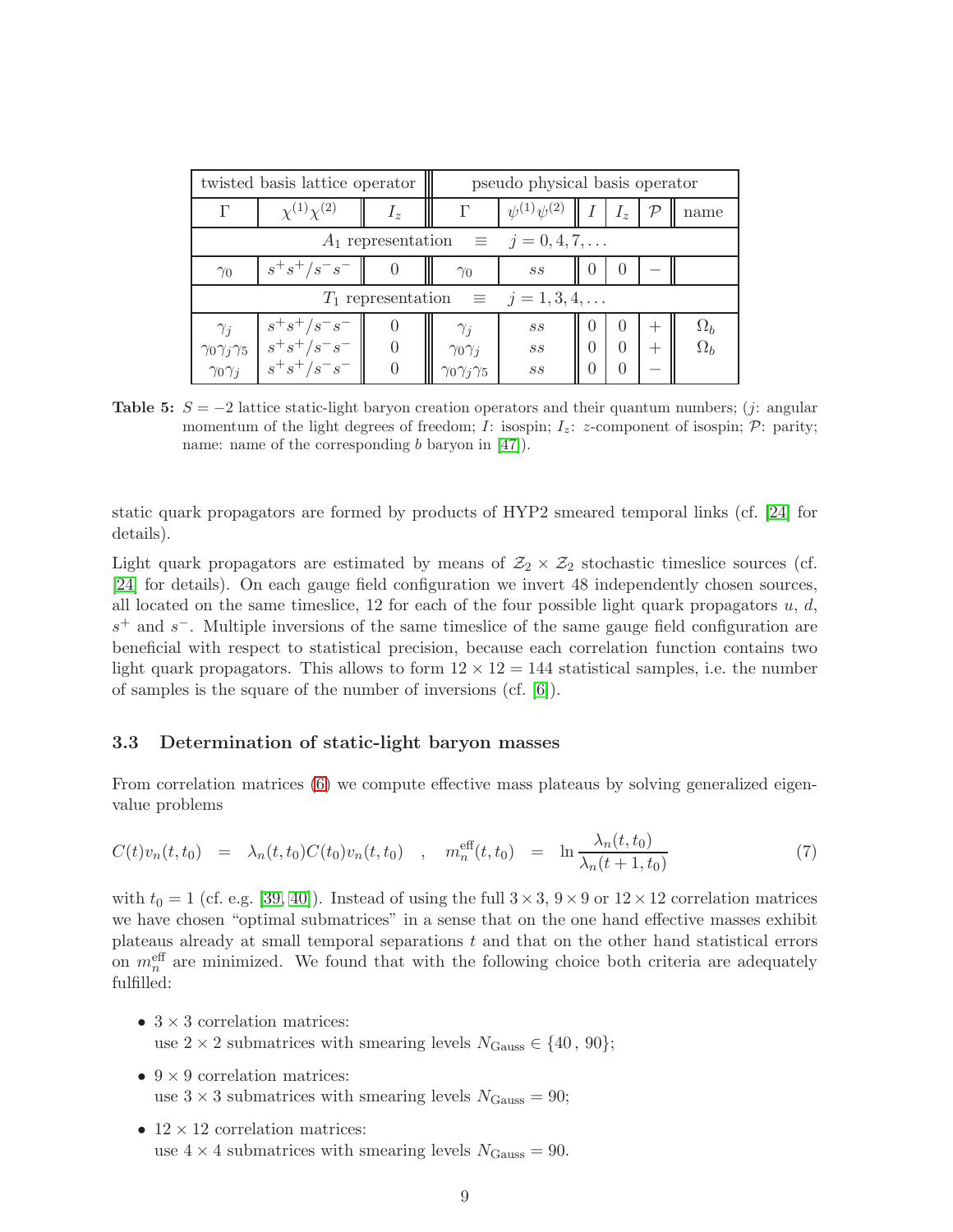| twisted basis lattice operator | | | pseudo physical basis operator | | | | | |
|---|---|---|---|---|---|---|---|---|
| $\Gamma$ | $\chi^{(1)}\chi^{(2)}$ | $I_z$ | $\Gamma$ | $\psi^{(1)}\psi^{(2)}$ | $I$ | $I_z$ | $\mathcal{P}$ | name |
| $A_1$ representation $\equiv$ $j = 0, 4, 7, \ldots$ | | | | | | | | |
| $\gamma_0$ | $s^+s^+/s^-s^-$ | 0 | $\gamma_0$ | $ss$ | 0 | 0 | $-$ | |
| $T_1$ representation $\equiv$ $j = 1, 3, 4, \ldots$ | | | | | | | | |
| $\gamma_j$ | $s^+s^+/s^-s^-$ | 0 | $\gamma_j$ | $ss$ | 0 | 0 | $+$ | $\Omega_b$ |
| $\gamma_0\gamma_j\gamma_5$ | $s^+s^+/s^-s^-$ | 0 | $\gamma_0\gamma_j$ | $ss$ | 0 | 0 | $+$ | $\Omega_b$ |
| $\gamma_0\gamma_j$ | $s^+s^+/s^-s^-$ | 0 | $\gamma_0\gamma_j\gamma_5$ | $ss$ | 0 | 0 | $-$ | |

**Table 5:** $S = -2$ lattice static-light baryon creation operators and their quantum numbers; ($j$: angular momentum of the light degrees of freedom; $I$: isospin; $I_z$: $z$-component of isospin; $\mathcal{P}$: parity; name: name of the corresponding $b$ baryon in [47]).

static quark propagators are formed by products of HYP2 smeared temporal links (cf. [24] for details).

Light quark propagators are estimated by means of $\mathcal{Z}_2 \times \mathcal{Z}_2$ stochastic timeslice sources (cf. [24] for details). On each gauge field configuration we invert 48 independently chosen sources, all located on the same timeslice, 12 for each of the four possible light quark propagators $u$, $d$, $s^+$ and $s^-$. Multiple inversions of the same timeslice of the same gauge field configuration are beneficial with respect to statistical precision, because each correlation function contains two light quark propagators. This allows to form $12 \times 12 = 144$ statistical samples, i.e. the number of samples is the square of the number of inversions (cf. [6]).

### 3.3 Determination of static-light baryon masses

From correlation matrices (6) we compute effective mass plateaus by solving generalized eigenvalue problems

$$C(t)v_n(t,t_0) = \lambda_n(t,t_0)C(t_0)v_n(t,t_0) \quad , \quad m_n^{\text{eff}}(t,t_0) = \ln\frac{\lambda_n(t,t_0)}{\lambda_n(t+1,t_0)} \tag{7}$$

with $t_0 = 1$ (cf. e.g. [39, 40]). Instead of using the full $3 \times 3$, $9 \times 9$ or $12 \times 12$ correlation matrices we have chosen "optimal submatrices" in a sense that on the one hand effective masses exhibit plateaus already at small temporal separations $t$ and that on the other hand statistical errors on $m_n^{\text{eff}}$ are minimized. We found that with the following choice both criteria are adequately fulfilled:

- $3 \times 3$ correlation matrices:
  use $2 \times 2$ submatrices with smearing levels $N_{\text{Gauss}} \in \{40\,,\,90\}$;
- $9 \times 9$ correlation matrices:
  use $3 \times 3$ submatrices with smearing levels $N_{\text{Gauss}} = 90$;
- $12 \times 12$ correlation matrices:
  use $4 \times 4$ submatrices with smearing levels $N_{\text{Gauss}} = 90$.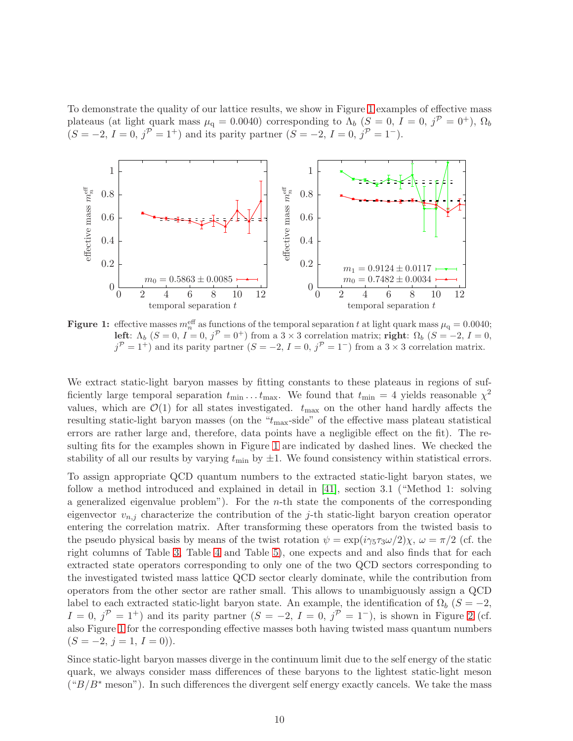To demonstrate the quality of our lattice results, we show in Figure 1 examples of effective mass plateaus (at light quark mass $\mu_q = 0.0040$) corresponding to $\Lambda_b$ ($S = 0$, $I = 0$, $j^{\mathcal{P}} = 0^+$), $\Omega_b$ ($S = -2$, $I = 0$, $j^{\mathcal{P}} = 1^+$) and its parity partner ($S = -2$, $I = 0$, $j^{\mathcal{P}} = 1^-$).

**Figure 1:** effective masses $m_n^{\text{eff}}$ as functions of the temporal separation $t$ at light quark mass $\mu_q = 0.0040$; **left**: $\Lambda_b$ ($S = 0$, $I = 0$, $j^{\mathcal{P}} = 0^+$) from a $3 \times 3$ correlation matrix; **right**: $\Omega_b$ ($S = -2$, $I = 0$, $j^{\mathcal{P}} = 1^+$) and its parity partner ($S = -2$, $I = 0$, $j^{\mathcal{P}} = 1^-$) from a $3 \times 3$ correlation matrix.

We extract static-light baryon masses by fitting constants to these plateaus in regions of sufficiently large temporal separation $t_{\text{min}} \ldots t_{\text{max}}$. We found that $t_{\text{min}} = 4$ yields reasonable $\chi^2$ values, which are $\mathcal{O}(1)$ for all states investigated. $t_{\text{max}}$ on the other hand hardly affects the resulting static-light baryon masses (on the "$t_{\text{max}}$-side" of the effective mass plateau statistical errors are rather large and, therefore, data points have a negligible effect on the fit). The resulting fits for the examples shown in Figure 1 are indicated by dashed lines. We checked the stability of all our results by varying $t_{\text{min}}$ by $\pm 1$. We found consistency within statistical errors.

To assign appropriate QCD quantum numbers to the extracted static-light baryon states, we follow a method introduced and explained in detail in [41], section 3.1 ("Method 1: solving a generalized eigenvalue problem"). For the $n$-th state the components of the corresponding eigenvector $v_{n,j}$ characterize the contribution of the $j$-th static-light baryon creation operator entering the correlation matrix. After transforming these operators from the twisted basis to the pseudo physical basis by means of the twist rotation $\psi = \exp(i\gamma_5\tau_3\omega/2)\chi$, $\omega = \pi/2$ (cf. the right columns of Table 3, Table 4 and Table 5), one expects and and also finds that for each extracted state operators corresponding to only one of the two QCD sectors corresponding to the investigated twisted mass lattice QCD sector clearly dominate, while the contribution from operators from the other sector are rather small. This allows to unambiguously assign a QCD label to each extracted static-light baryon state. An example, the identification of $\Omega_b$ ($S = -2$, $I = 0$, $j^{\mathcal{P}} = 1^+$) and its parity partner ($S = -2$, $I = 0$, $j^{\mathcal{P}} = 1^-$), is shown in Figure 2 (cf. also Figure 1 for the corresponding effective masses both having twisted mass quantum numbers ($S = -2$, $j = 1$, $I = 0$)).

Since static-light baryon masses diverge in the continuum limit due to the self energy of the static quark, we always consider mass differences of these baryons to the lightest static-light meson ("$B/B^*$ meson"). In such differences the divergent self energy exactly cancels. We take the mass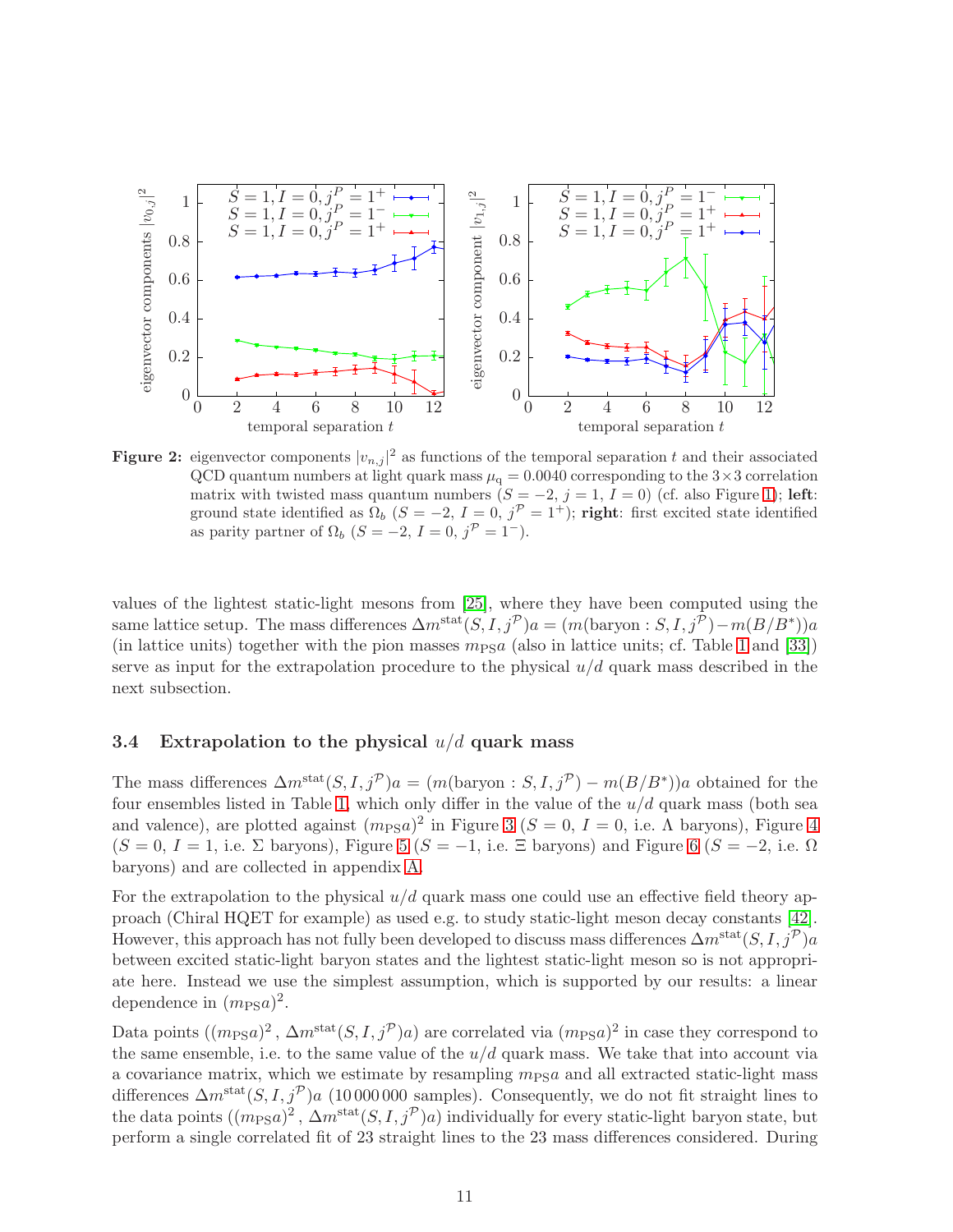**Figure 2:** eigenvector components $|v_{n,j}|^2$ as functions of the temporal separation $t$ and their associated QCD quantum numbers at light quark mass $\mu_q = 0.0040$ corresponding to the $3 \times 3$ correlation matrix with twisted mass quantum numbers $(S = -2,\ j = 1,\ I = 0)$ (cf. also Figure 1); **left**: ground state identified as $\Omega_b$ $(S = -2,\ I = 0,\ j^{\mathcal{P}} = 1^+)$; **right**: first excited state identified as parity partner of $\Omega_b$ $(S = -2,\ I = 0,\ j^{\mathcal{P}} = 1^-)$.

values of the lightest static-light mesons from [25], where they have been computed using the same lattice setup. The mass differences $\Delta m^{\mathrm{stat}}(S, I, j^{\mathcal{P}})a = (m(\mathrm{baryon} : S, I, j^{\mathcal{P}}) - m(B/B^*))a$ (in lattice units) together with the pion masses $m_{\mathrm{PS}}a$ (also in lattice units; cf. Table 1 and [33]) serve as input for the extrapolation procedure to the physical $u/d$ quark mass described in the next subsection.

### 3.4 Extrapolation to the physical $u/d$ quark mass

The mass differences $\Delta m^{\mathrm{stat}}(S, I, j^{\mathcal{P}})a = (m(\mathrm{baryon} : S, I, j^{\mathcal{P}}) - m(B/B^*))a$ obtained for the four ensembles listed in Table 1, which only differ in the value of the $u/d$ quark mass (both sea and valence), are plotted against $(m_{\mathrm{PS}}a)^2$ in Figure 3 ($S = 0$, $I = 0$, i.e. $\Lambda$ baryons), Figure 4 ($S = 0$, $I = 1$, i.e. $\Sigma$ baryons), Figure 5 ($S = -1$, i.e. $\Xi$ baryons) and Figure 6 ($S = -2$, i.e. $\Omega$ baryons) and are collected in appendix A.

For the extrapolation to the physical $u/d$ quark mass one could use an effective field theory approach (Chiral HQET for example) as used e.g. to study static-light meson decay constants [42]. However, this approach has not fully been developed to discuss mass differences $\Delta m^{\mathrm{stat}}(S, I, j^{\mathcal{P}})a$ between excited static-light baryon states and the lightest static-light meson so is not appropriate here. Instead we use the simplest assumption, which is supported by our results: a linear dependence in $(m_{\mathrm{PS}}a)^2$.

Data points $((m_{\mathrm{PS}}a)^2\,,\ \Delta m^{\mathrm{stat}}(S, I, j^{\mathcal{P}})a)$ are correlated via $(m_{\mathrm{PS}}a)^2$ in case they correspond to the same ensemble, i.e. to the same value of the $u/d$ quark mass. We take that into account via a covariance matrix, which we estimate by resampling $m_{\mathrm{PS}}a$ and all extracted static-light mass differences $\Delta m^{\mathrm{stat}}(S, I, j^{\mathcal{P}})a$ (10 000 000 samples). Consequently, we do not fit straight lines to the data points $((m_{\mathrm{PS}}a)^2\,,\ \Delta m^{\mathrm{stat}}(S, I, j^{\mathcal{P}})a)$ individually for every static-light baryon state, but perform a single correlated fit of 23 straight lines to the 23 mass differences considered. During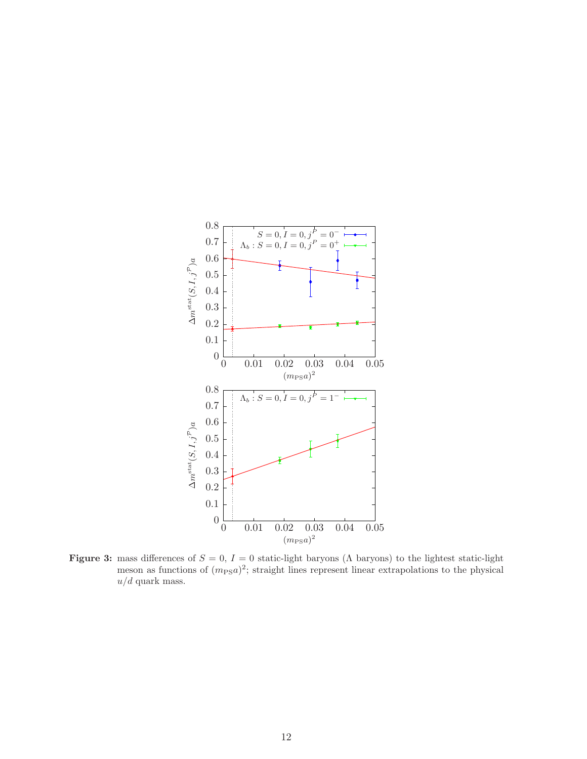**Figure 3:** mass differences of $S = 0$, $I = 0$ static-light baryons ($\Lambda$ baryons) to the lightest static-light meson as functions of $(m_{\text{PS}} a)^2$; straight lines represent linear extrapolations to the physical $u/d$ quark mass.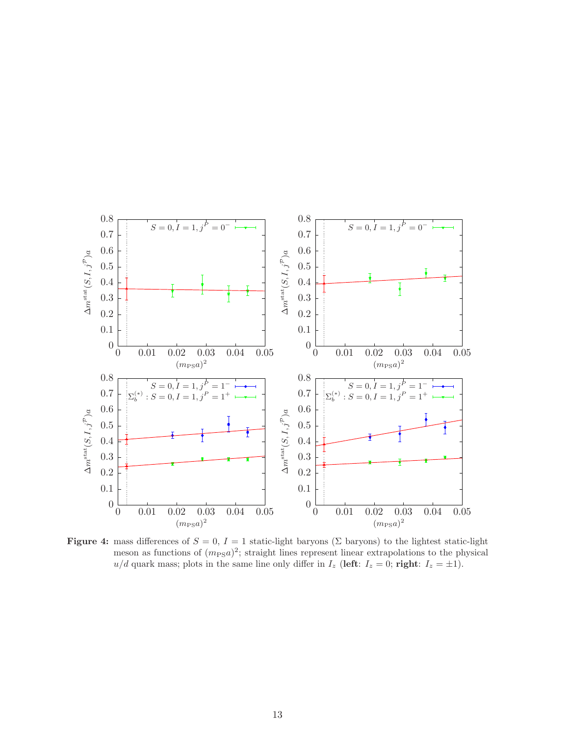**Figure 4:** mass differences of $S = 0$, $I = 1$ static-light baryons ($\Sigma$ baryons) to the lightest static-light meson as functions of $(m_{\mathrm{PS}}a)^2$; straight lines represent linear extrapolations to the physical $u/d$ quark mass; plots in the same line only differ in $I_z$ (**left**: $I_z = 0$; **right**: $I_z = \pm 1$).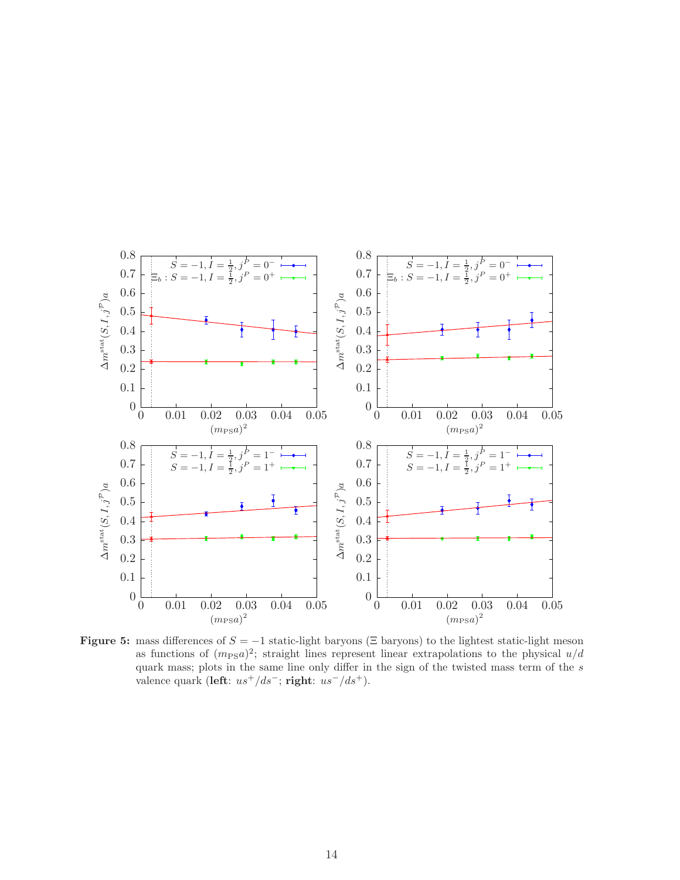**Figure 5:** mass differences of $S = -1$ static-light baryons ($\Xi$ baryons) to the lightest static-light meson as functions of $(m_{\mathrm{PS}}a)^2$; straight lines represent linear extrapolations to the physical $u/d$ quark mass; plots in the same line only differ in the sign of the twisted mass term of the $s$ valence quark (**left**: $us^+/ds^-$; **right**: $us^-/ds^+$).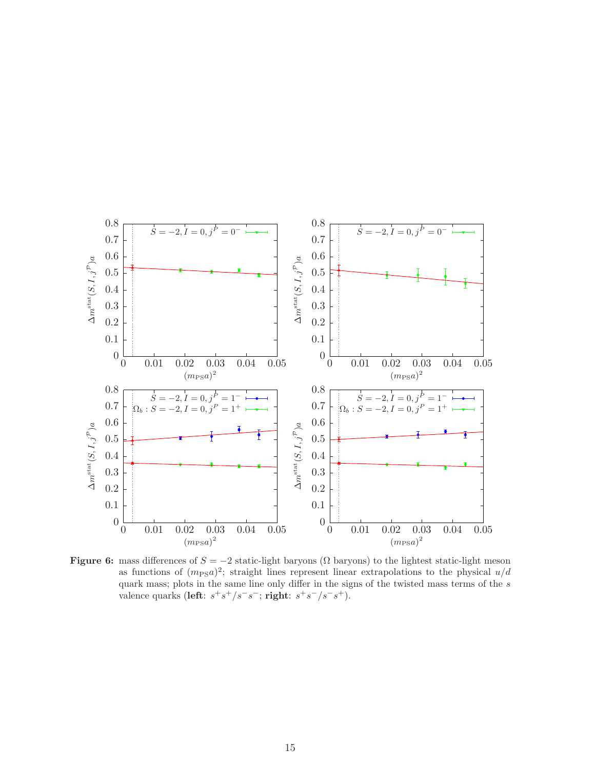**Figure 6:** mass differences of $S = -2$ static-light baryons ($\Omega$ baryons) to the lightest static-light meson as functions of $(m_{\mathrm{PS}}a)^2$; straight lines represent linear extrapolations to the physical $u/d$ quark mass; plots in the same line only differ in the signs of the twisted mass terms of the $s$ valence quarks (**left**: $s^+s^+/s^-s^-$; **right**: $s^+s^-/s^-s^+$).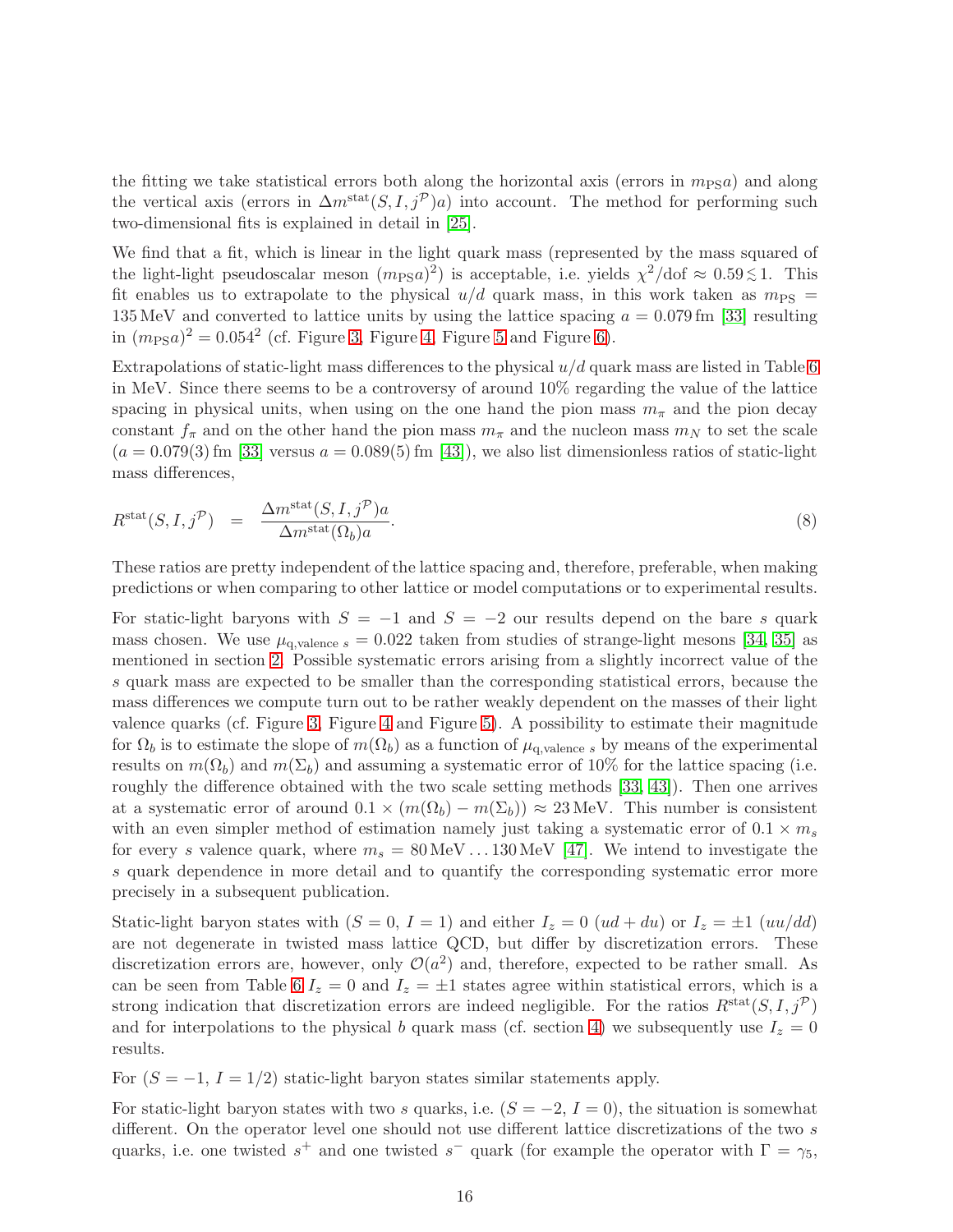the fitting we take statistical errors both along the horizontal axis (errors in $m_{\text{PS}}a$) and along the vertical axis (errors in $\Delta m^{\text{stat}}(S, I, j^{\mathcal{P}})a$) into account. The method for performing such two-dimensional fits is explained in detail in [25].

We find that a fit, which is linear in the light quark mass (represented by the mass squared of the light-light pseudoscalar meson $(m_{\text{PS}}a)^2$) is acceptable, i.e. yields $\chi^2/\text{dof} \approx 0.59 \lesssim 1$. This fit enables us to extrapolate to the physical $u/d$ quark mass, in this work taken as $m_{\text{PS}} = 135\,\text{MeV}$ and converted to lattice units by using the lattice spacing $a = 0.079\,\text{fm}$ [33] resulting in $(m_{\text{PS}}a)^2 = 0.054^2$ (cf. Figure 3, Figure 4, Figure 5 and Figure 6).

Extrapolations of static-light mass differences to the physical $u/d$ quark mass are listed in Table 6 in MeV. Since there seems to be a controversy of around 10% regarding the value of the lattice spacing in physical units, when using on the one hand the pion mass $m_\pi$ and the pion decay constant $f_\pi$ and on the other hand the pion mass $m_\pi$ and the nucleon mass $m_N$ to set the scale ($a = 0.079(3)\,\text{fm}$ [33] versus $a = 0.089(5)\,\text{fm}$ [43]), we also list dimensionless ratios of static-light mass differences,

$$R^{\text{stat}}(S, I, j^{\mathcal{P}}) \quad = \quad \frac{\Delta m^{\text{stat}}(S, I, j^{\mathcal{P}})a}{\Delta m^{\text{stat}}(\Omega_b)a}. \tag{8}$$

These ratios are pretty independent of the lattice spacing and, therefore, preferable, when making predictions or when comparing to other lattice or model computations or to experimental results.

For static-light baryons with $S = -1$ and $S = -2$ our results depend on the bare $s$ quark mass chosen. We use $\mu_{\text{q,valence } s} = 0.022$ taken from studies of strange-light mesons [34, 35] as mentioned in section 2. Possible systematic errors arising from a slightly incorrect value of the $s$ quark mass are expected to be smaller than the corresponding statistical errors, because the mass differences we compute turn out to be rather weakly dependent on the masses of their light valence quarks (cf. Figure 3, Figure 4 and Figure 5). A possibility to estimate their magnitude for $\Omega_b$ is to estimate the slope of $m(\Omega_b)$ as a function of $\mu_{\text{q,valence } s}$ by means of the experimental results on $m(\Omega_b)$ and $m(\Sigma_b)$ and assuming a systematic error of 10% for the lattice spacing (i.e. roughly the difference obtained with the two scale setting methods [33, 43]). Then one arrives at a systematic error of around $0.1 \times (m(\Omega_b) - m(\Sigma_b)) \approx 23\,\text{MeV}$. This number is consistent with an even simpler method of estimation namely just taking a systematic error of $0.1 \times m_s$ for every $s$ valence quark, where $m_s = 80\,\text{MeV} \ldots 130\,\text{MeV}$ [47]. We intend to investigate the $s$ quark dependence in more detail and to quantify the corresponding systematic error more precisely in a subsequent publication.

Static-light baryon states with ($S = 0$, $I = 1$) and either $I_z = 0$ ($ud + du$) or $I_z = \pm 1$ ($uu/dd$) are not degenerate in twisted mass lattice QCD, but differ by discretization errors. These discretization errors are, however, only $\mathcal{O}(a^2)$ and, therefore, expected to be rather small. As can be seen from Table 6 $I_z = 0$ and $I_z = \pm 1$ states agree within statistical errors, which is a strong indication that discretization errors are indeed negligible. For the ratios $R^{\text{stat}}(S, I, j^{\mathcal{P}})$ and for interpolations to the physical $b$ quark mass (cf. section 4) we subsequently use $I_z = 0$ results.

For ($S = -1$, $I = 1/2$) static-light baryon states similar statements apply.

For static-light baryon states with two $s$ quarks, i.e. ($S = -2$, $I = 0$), the situation is somewhat different. On the operator level one should not use different lattice discretizations of the two $s$ quarks, i.e. one twisted $s^+$ and one twisted $s^-$ quark (for example the operator with $\Gamma = \gamma_5$,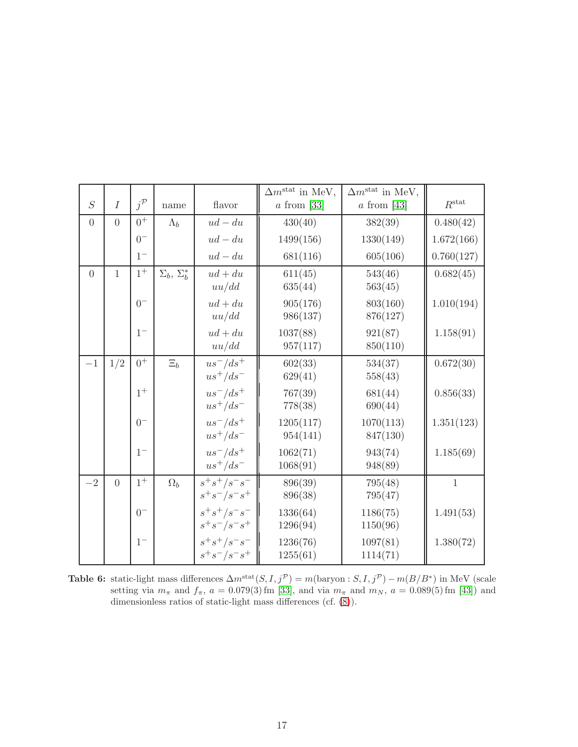| $S$ | $I$ | $j^{\mathcal{P}}$ | name | flavor | $\Delta m^{\mathrm{stat}}$ in MeV, $a$ from [33] | $\Delta m^{\mathrm{stat}}$ in MeV, $a$ from [43] | $R^{\mathrm{stat}}$ |
|---|---|---|---|---|---|---|---|
| $0$ | $0$ | $0^+$ | $\Lambda_b$ | $ud - du$ | 430(40) | 382(39) | 0.480(42) |
| | | $0^-$ | | $ud - du$ | 1499(156) | 1330(149) | 1.672(166) |
| | | $1^-$ | | $ud - du$ | 681(116) | 605(106) | 0.760(127) |
| $0$ | $1$ | $1^+$ | $\Sigma_b$, $\Sigma_b^*$ | $ud + du$ | 611(45) | 543(46) | 0.682(45) |
| | | | | $uu/dd$ | 635(44) | 563(45) | |
| | | $0^-$ | | $ud + du$ | 905(176) | 803(160) | 1.010(194) |
| | | | | $uu/dd$ | 986(137) | 876(127) | |
| | | $1^-$ | | $ud + du$ | 1037(88) | 921(87) | 1.158(91) |
| | | | | $uu/dd$ | 957(117) | 850(110) | |
| $-1$ | $1/2$ | $0^+$ | $\Xi_b$ | $us^-/ds^+$ | 602(33) | 534(37) | 0.672(30) |
| | | | | $us^+/ds^-$ | 629(41) | 558(43) | |
| | | $1^+$ | | $us^-/ds^+$ | 767(39) | 681(44) | 0.856(33) |
| | | | | $us^+/ds^-$ | 778(38) | 690(44) | |
| | | $0^-$ | | $us^-/ds^+$ | 1205(117) | 1070(113) | 1.351(123) |
| | | | | $us^+/ds^-$ | 954(141) | 847(130) | |
| | | $1^-$ | | $us^-/ds^+$ | 1062(71) | 943(74) | 1.185(69) |
| | | | | $us^+/ds^-$ | 1068(91) | 948(89) | |
| $-2$ | $0$ | $1^+$ | $\Omega_b$ | $s^+s^+/s^-s^-$ | 896(39) | 795(48) | 1 |
| | | | | $s^+s^-/s^-s^+$ | 896(38) | 795(47) | |
| | | $0^-$ | | $s^+s^+/s^-s^-$ | 1336(64) | 1186(75) | 1.491(53) |
| | | | | $s^+s^-/s^-s^+$ | 1296(94) | 1150(96) | |
| | | $1^-$ | | $s^+s^+/s^-s^-$ | 1236(76) | 1097(81) | 1.380(72) |
| | | | | $s^+s^-/s^-s^+$ | 1255(61) | 1114(71) | |

**Table 6:** static-light mass differences $\Delta m^{\mathrm{stat}}(S, I, j^{\mathcal{P}}) = m(\mathrm{baryon} : S, I, j^{\mathcal{P}}) - m(B/B^*)$ in MeV (scale setting via $m_\pi$ and $f_\pi$, $a = 0.079(3)\,\mathrm{fm}$ [33], and via $m_\pi$ and $m_N$, $a = 0.089(5)\,\mathrm{fm}$ [43]) and dimensionless ratios of static-light mass differences (cf. (8)).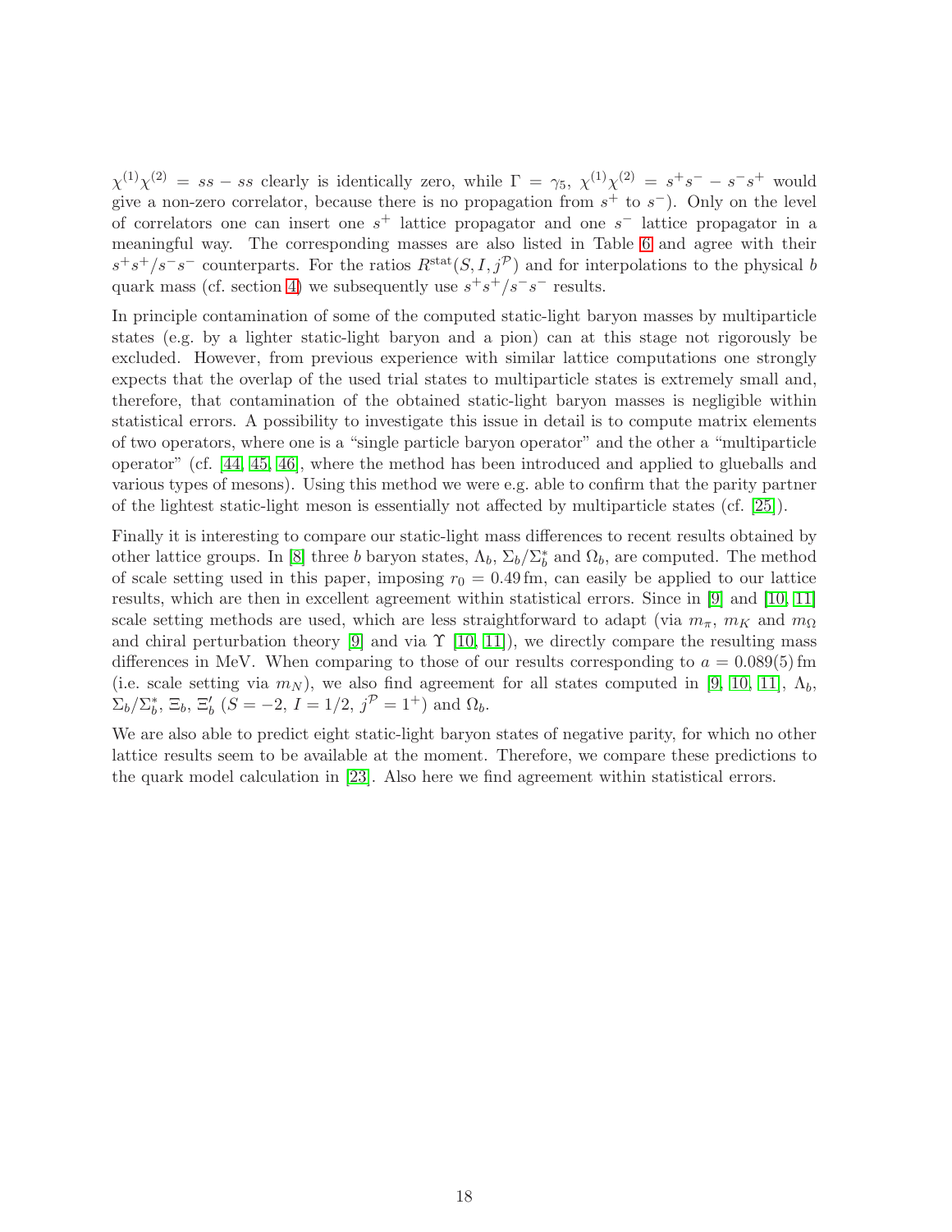$\chi^{(1)}\chi^{(2)} = ss - ss$ clearly is identically zero, while $\Gamma = \gamma_5$, $\chi^{(1)}\chi^{(2)} = s^+s^- - s^-s^+$ would give a non-zero correlator, because there is no propagation from $s^+$ to $s^-$). Only on the level of correlators one can insert one $s^+$ lattice propagator and one $s^-$ lattice propagator in a meaningful way. The corresponding masses are also listed in Table 6 and agree with their $s^+s^+/s^-s^-$ counterparts. For the ratios $R^{\mathrm{stat}}(S, I, j^{\mathcal{P}})$ and for interpolations to the physical $b$ quark mass (cf. section 4) we subsequently use $s^+s^+/s^-s^-$ results.

In principle contamination of some of the computed static-light baryon masses by multiparticle states (e.g. by a lighter static-light baryon and a pion) can at this stage not rigorously be excluded. However, from previous experience with similar lattice computations one strongly expects that the overlap of the used trial states to multiparticle states is extremely small and, therefore, that contamination of the obtained static-light baryon masses is negligible within statistical errors. A possibility to investigate this issue in detail is to compute matrix elements of two operators, where one is a "single particle baryon operator" and the other a "multiparticle operator" (cf. [44, 45, 46], where the method has been introduced and applied to glueballs and various types of mesons). Using this method we were e.g. able to confirm that the parity partner of the lightest static-light meson is essentially not affected by multiparticle states (cf. [25]).

Finally it is interesting to compare our static-light mass differences to recent results obtained by other lattice groups. In [8] three $b$ baryon states, $\Lambda_b$, $\Sigma_b/\Sigma_b^*$ and $\Omega_b$, are computed. The method of scale setting used in this paper, imposing $r_0 = 0.49\,\mathrm{fm}$, can easily be applied to our lattice results, which are then in excellent agreement within statistical errors. Since in [9] and [10, 11] scale setting methods are used, which are less straightforward to adapt (via $m_\pi$, $m_K$ and $m_\Omega$ and chiral perturbation theory [9] and via $\Upsilon$ [10, 11]), we directly compare the resulting mass differences in MeV. When comparing to those of our results corresponding to $a = 0.089(5)\,\mathrm{fm}$ (i.e. scale setting via $m_N$), we also find agreement for all states computed in [9, 10, 11], $\Lambda_b$, $\Sigma_b/\Sigma_b^*$, $\Xi_b$, $\Xi_b'$ ($S = -2$, $I = 1/2$, $j^{\mathcal{P}} = 1^+$) and $\Omega_b$.

We are also able to predict eight static-light baryon states of negative parity, for which no other lattice results seem to be available at the moment. Therefore, we compare these predictions to the quark model calculation in [23]. Also here we find agreement within statistical errors.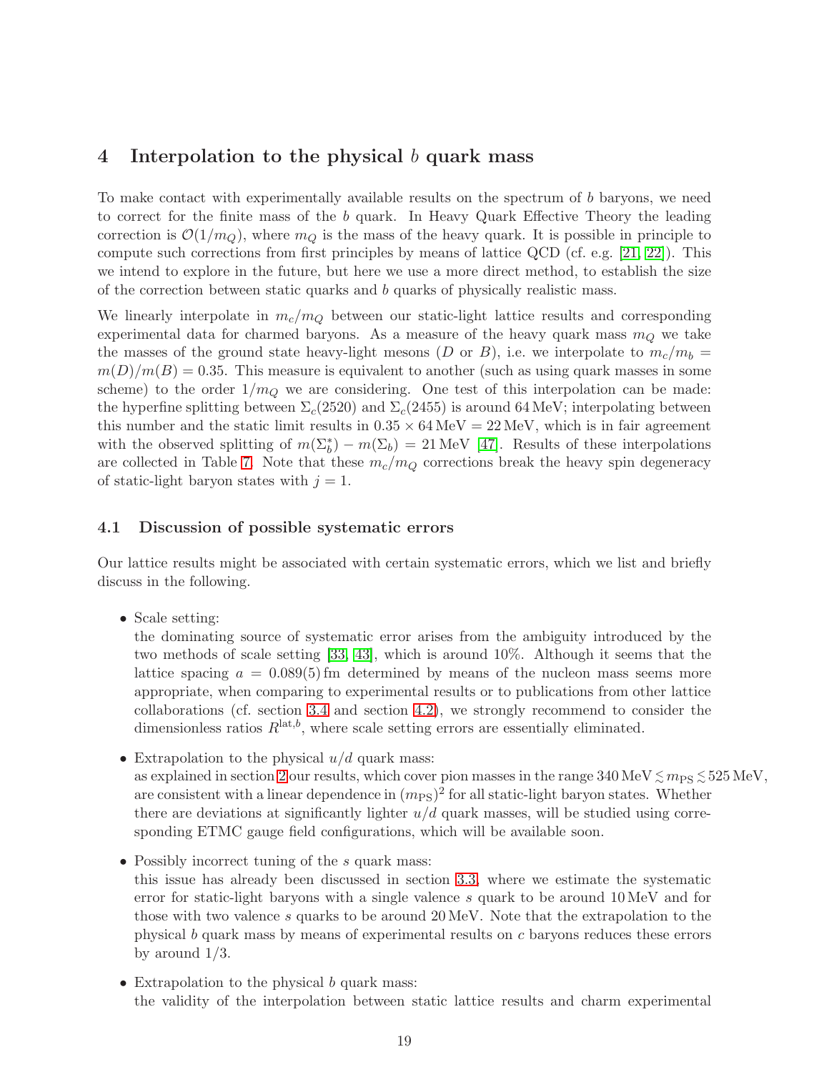## 4 Interpolation to the physical $b$ quark mass

To make contact with experimentally available results on the spectrum of $b$ baryons, we need to correct for the finite mass of the $b$ quark. In Heavy Quark Effective Theory the leading correction is $\mathcal{O}(1/m_Q)$, where $m_Q$ is the mass of the heavy quark. It is possible in principle to compute such corrections from first principles by means of lattice QCD (cf. e.g. [21, 22]). This we intend to explore in the future, but here we use a more direct method, to establish the size of the correction between static quarks and $b$ quarks of physically realistic mass.

We linearly interpolate in $m_c/m_Q$ between our static-light lattice results and corresponding experimental data for charmed baryons. As a measure of the heavy quark mass $m_Q$ we take the masses of the ground state heavy-light mesons ($D$ or $B$), i.e. we interpolate to $m_c/m_b = m(D)/m(B) = 0.35$. This measure is equivalent to another (such as using quark masses in some scheme) to the order $1/m_Q$ we are considering. One test of this interpolation can be made: the hyperfine splitting between $\Sigma_c(2520)$ and $\Sigma_c(2455)$ is around 64 MeV; interpolating between this number and the static limit results in $0.35 \times 64\,\text{MeV} = 22\,\text{MeV}$, which is in fair agreement with the observed splitting of $m(\Sigma_b^*) - m(\Sigma_b) = 21\,\text{MeV}$ [47]. Results of these interpolations are collected in Table 7. Note that these $m_c/m_Q$ corrections break the heavy spin degeneracy of static-light baryon states with $j = 1$.

### 4.1 Discussion of possible systematic errors

Our lattice results might be associated with certain systematic errors, which we list and briefly discuss in the following.

- Scale setting:
  the dominating source of systematic error arises from the ambiguity introduced by the two methods of scale setting [33, 43], which is around 10%. Although it seems that the lattice spacing $a = 0.089(5)\,\text{fm}$ determined by means of the nucleon mass seems more appropriate, when comparing to experimental results or to publications from other lattice collaborations (cf. section 3.4 and section 4.2), we strongly recommend to consider the dimensionless ratios $R^{\text{lat},b}$, where scale setting errors are essentially eliminated.

- Extrapolation to the physical $u/d$ quark mass:
  as explained in section 2 our results, which cover pion masses in the range $340\,\text{MeV} \lesssim m_{\text{PS}} \lesssim 525\,\text{MeV}$, are consistent with a linear dependence in $(m_{\text{PS}})^2$ for all static-light baryon states. Whether there are deviations at significantly lighter $u/d$ quark masses, will be studied using corresponding ETMC gauge field configurations, which will be available soon.

- Possibly incorrect tuning of the $s$ quark mass:
  this issue has already been discussed in section 3.3, where we estimate the systematic error for static-light baryons with a single valence $s$ quark to be around 10 MeV and for those with two valence $s$ quarks to be around 20 MeV. Note that the extrapolation to the physical $b$ quark mass by means of experimental results on $c$ baryons reduces these errors by around 1/3.

- Extrapolation to the physical $b$ quark mass:
  the validity of the interpolation between static lattice results and charm experimental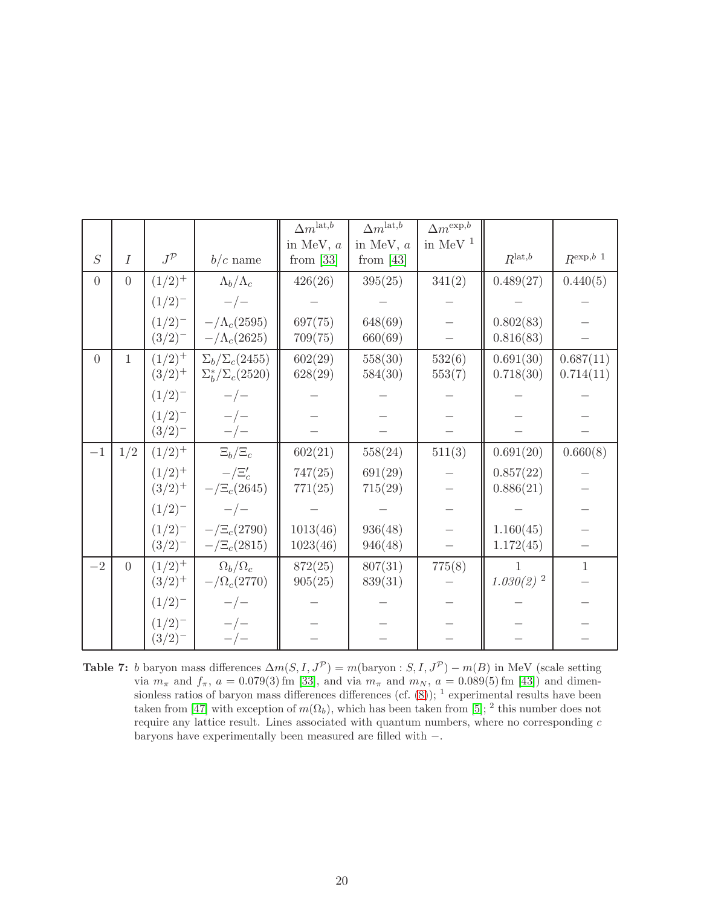| $S$ | $I$ | $J^{\mathcal{P}}$ | $b/c$ name | $\Delta m^{\mathrm{lat},b}$ in MeV, $a$ from [33] | $\Delta m^{\mathrm{lat},b}$ in MeV, $a$ from [43] | $\Delta m^{\mathrm{exp},b}$ in MeV [1] | $R^{\mathrm{lat},b}$ | $R^{\mathrm{exp},b}$ [1] |
|---|---|---|---|---|---|---|---|---|
| $0$ | $0$ | $(1/2)^+$ | $\Lambda_b/\Lambda_c$ | 426(26) | 395(25) | 341(2) | 0.489(27) | 0.440(5) |
| | | $(1/2)^-$ | $-/-$ | $-$ | $-$ | $-$ | $-$ | $-$ |
| | | $(1/2)^-$ | $-/\Lambda_c(2595)$ | 697(75) | 648(69) | $-$ | 0.802(83) | $-$ |
| | | $(3/2)^-$ | $-/\Lambda_c(2625)$ | 709(75) | 660(69) | $-$ | 0.816(83) | $-$ |
| $0$ | $1$ | $(1/2)^+$ | $\Sigma_b/\Sigma_c(2455)$ | 602(29) | 558(30) | 532(6) | 0.691(30) | 0.687(11) |
| | | $(3/2)^+$ | $\Sigma_b^*/\Sigma_c(2520)$ | 628(29) | 584(30) | 553(7) | 0.718(30) | 0.714(11) |
| | | $(1/2)^-$ | $-/-$ | $-$ | $-$ | $-$ | $-$ | $-$ |
| | | $(1/2)^-$ | $-/-$ | $-$ | $-$ | $-$ | $-$ | $-$ |
| | | $(3/2)^-$ | $-/-$ | $-$ | $-$ | $-$ | $-$ | $-$ |
| $-1$ | $1/2$ | $(1/2)^+$ | $\Xi_b/\Xi_c$ | 602(21) | 558(24) | 511(3) | 0.691(20) | 0.660(8) |
| | | $(1/2)^+$ | $-/\Xi_c'$ | 747(25) | 691(29) | $-$ | 0.857(22) | $-$ |
| | | $(3/2)^+$ | $-/\Xi_c(2645)$ | 771(25) | 715(29) | $-$ | 0.886(21) | $-$ |
| | | $(1/2)^-$ | $-/-$ | $-$ | $-$ | $-$ | $-$ | $-$ |
| | | $(1/2)^-$ | $-/\Xi_c(2790)$ | 1013(46) | 936(48) | $-$ | 1.160(45) | $-$ |
| | | $(3/2)^-$ | $-/\Xi_c(2815)$ | 1023(46) | 946(48) | $-$ | 1.172(45) | $-$ |
| $-2$ | $0$ | $(1/2)^+$ | $\Omega_b/\Omega_c$ | 872(25) | 807(31) | 775(8) | 1 | 1 |
| | | $(3/2)^+$ | $-/\Omega_c(2770)$ | 905(25) | 839(31) | $-$ | *1.030(2)* [2] | $-$ |
| | | $(1/2)^-$ | $-/-$ | $-$ | $-$ | $-$ | $-$ | $-$ |
| | | $(1/2)^-$ | $-/-$ | $-$ | $-$ | $-$ | $-$ | $-$ |
| | | $(3/2)^-$ | $-/-$ | $-$ | $-$ | $-$ | $-$ | $-$ |

**Table 7:** $b$ baryon mass differences $\Delta m(S, I, J^{\mathcal{P}}) = m(\mathrm{baryon} : S, I, J^{\mathcal{P}}) - m(B)$ in MeV (scale setting via $m_\pi$ and $f_\pi$, $a = 0.079(3)\,\mathrm{fm}$ [33], and via $m_\pi$ and $m_N$, $a = 0.089(5)\,\mathrm{fm}$ [43]) and dimensionless ratios of baryon mass differences differences (cf. (8)); [1] experimental results have been taken from [47] with exception of $m(\Omega_b)$, which has been taken from [5]; [2] this number does not require any lattice result. Lines associated with quantum numbers, where no corresponding $c$ baryons have experimentally been measured are filled with $-$.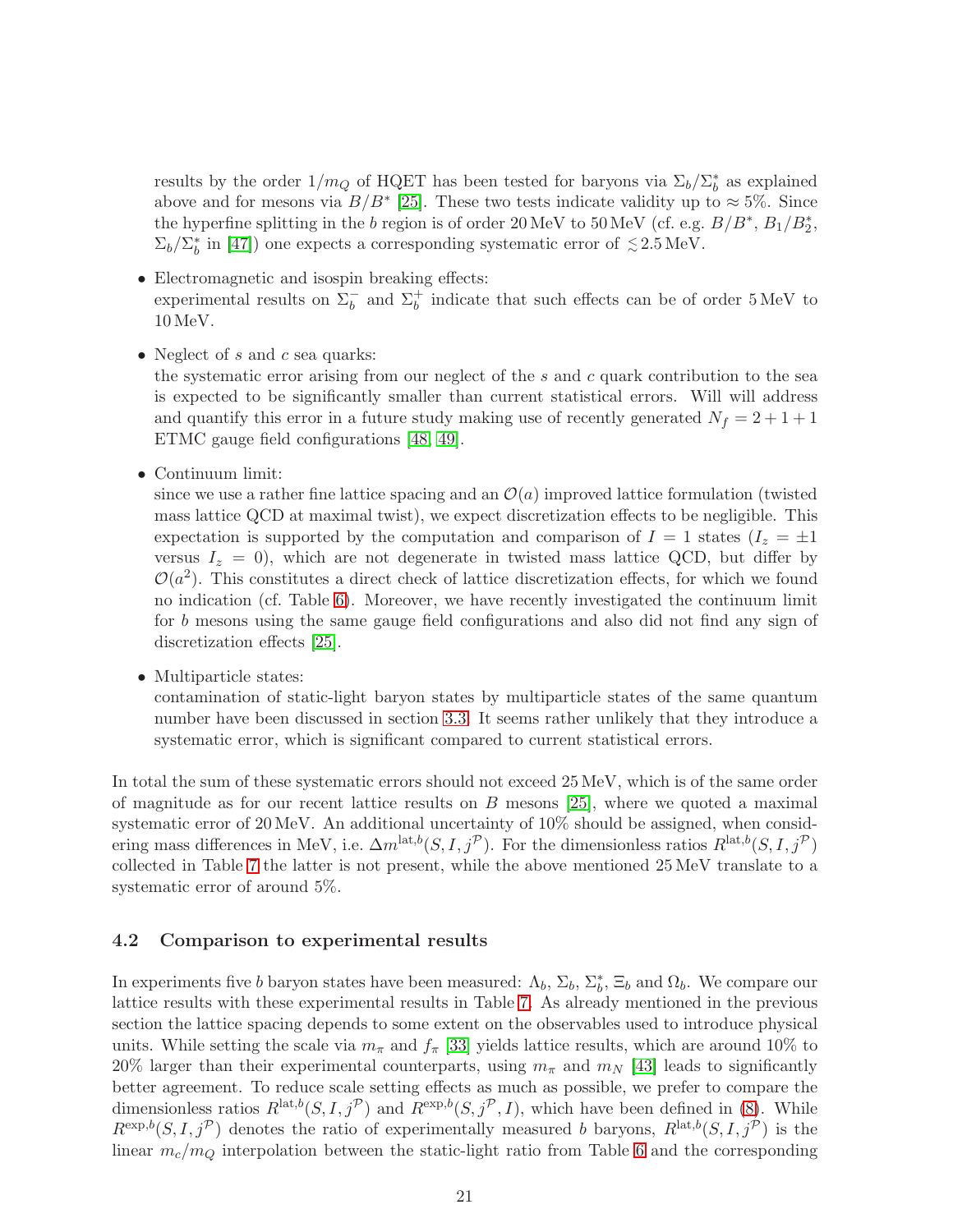results by the order $1/m_Q$ of HQET has been tested for baryons via $\Sigma_b/\Sigma_b^*$ as explained above and for mesons via $B/B^*$ [25]. These two tests indicate validity up to $\approx 5\%$. Since the hyperfine splitting in the $b$ region is of order 20 MeV to 50 MeV (cf. e.g. $B/B^*$, $B_1/B_2^*$, $\Sigma_b/\Sigma_b^*$ in [47]) one expects a corresponding systematic error of $\lesssim 2.5$ MeV.

- Electromagnetic and isospin breaking effects:
  experimental results on $\Sigma_b^-$ and $\Sigma_b^+$ indicate that such effects can be of order 5 MeV to 10 MeV.

- Neglect of $s$ and $c$ sea quarks:
  the systematic error arising from our neglect of the $s$ and $c$ quark contribution to the sea is expected to be significantly smaller than current statistical errors. Will will address and quantify this error in a future study making use of recently generated $N_f = 2 + 1 + 1$ ETMC gauge field configurations [48, 49].

- Continuum limit:
  since we use a rather fine lattice spacing and an $\mathcal{O}(a)$ improved lattice formulation (twisted mass lattice QCD at maximal twist), we expect discretization effects to be negligible. This expectation is supported by the computation and comparison of $I = 1$ states ($I_z = \pm 1$ versus $I_z = 0$), which are not degenerate in twisted mass lattice QCD, but differ by $\mathcal{O}(a^2)$. This constitutes a direct check of lattice discretization effects, for which we found no indication (cf. Table 6). Moreover, we have recently investigated the continuum limit for $b$ mesons using the same gauge field configurations and also did not find any sign of discretization effects [25].

- Multiparticle states:
  contamination of static-light baryon states by multiparticle states of the same quantum number have been discussed in section 3.3. It seems rather unlikely that they introduce a systematic error, which is significant compared to current statistical errors.

In total the sum of these systematic errors should not exceed 25 MeV, which is of the same order of magnitude as for our recent lattice results on $B$ mesons [25], where we quoted a maximal systematic error of 20 MeV. An additional uncertainty of 10% should be assigned, when considering mass differences in MeV, i.e. $\Delta m^{\text{lat},b}(S, I, j^{\mathcal{P}})$. For the dimensionless ratios $R^{\text{lat},b}(S, I, j^{\mathcal{P}})$ collected in Table 7 the latter is not present, while the above mentioned 25 MeV translate to a systematic error of around 5%.

### 4.2 Comparison to experimental results

In experiments five $b$ baryon states have been measured: $\Lambda_b$, $\Sigma_b$, $\Sigma_b^*$, $\Xi_b$ and $\Omega_b$. We compare our lattice results with these experimental results in Table 7. As already mentioned in the previous section the lattice spacing depends to some extent on the observables used to introduce physical units. While setting the scale via $m_\pi$ and $f_\pi$ [33] yields lattice results, which are around 10% to 20% larger than their experimental counterparts, using $m_\pi$ and $m_N$ [43] leads to significantly better agreement. To reduce scale setting effects as much as possible, we prefer to compare the dimensionless ratios $R^{\text{lat},b}(S, I, j^{\mathcal{P}})$ and $R^{\text{exp},b}(S, j^{\mathcal{P}}, I)$, which have been defined in (8). While $R^{\text{exp},b}(S, I, j^{\mathcal{P}})$ denotes the ratio of experimentally measured $b$ baryons, $R^{\text{lat},b}(S, I, j^{\mathcal{P}})$ is the linear $m_c/m_Q$ interpolation between the static-light ratio from Table 6 and the corresponding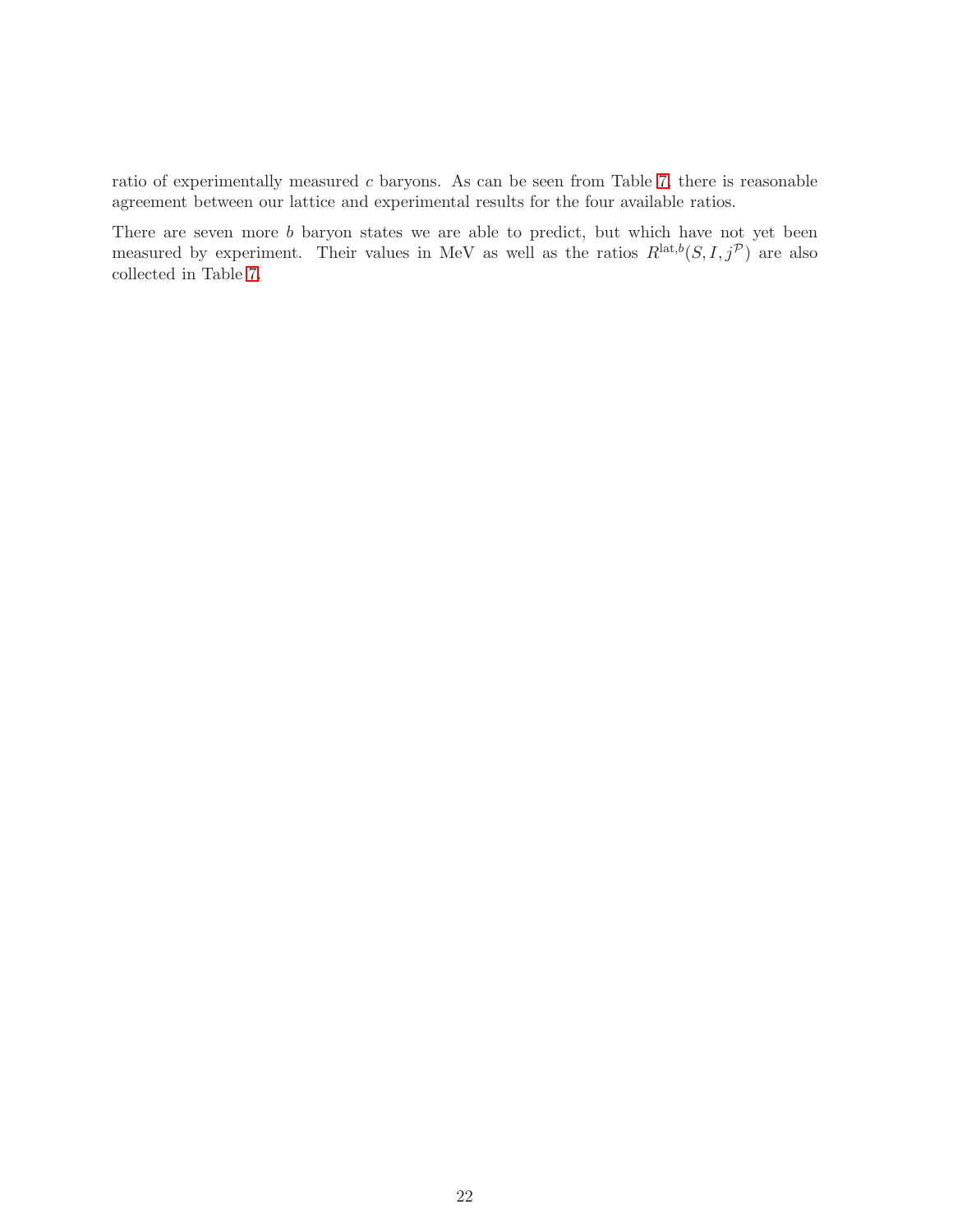ratio of experimentally measured $c$ baryons. As can be seen from Table 7, there is reasonable agreement between our lattice and experimental results for the four available ratios.

There are seven more $b$ baryon states we are able to predict, but which have not yet been measured by experiment. Their values in MeV as well as the ratios $R^{\text{lat},b}(S, I, j^{\mathcal{P}})$ are also collected in Table 7.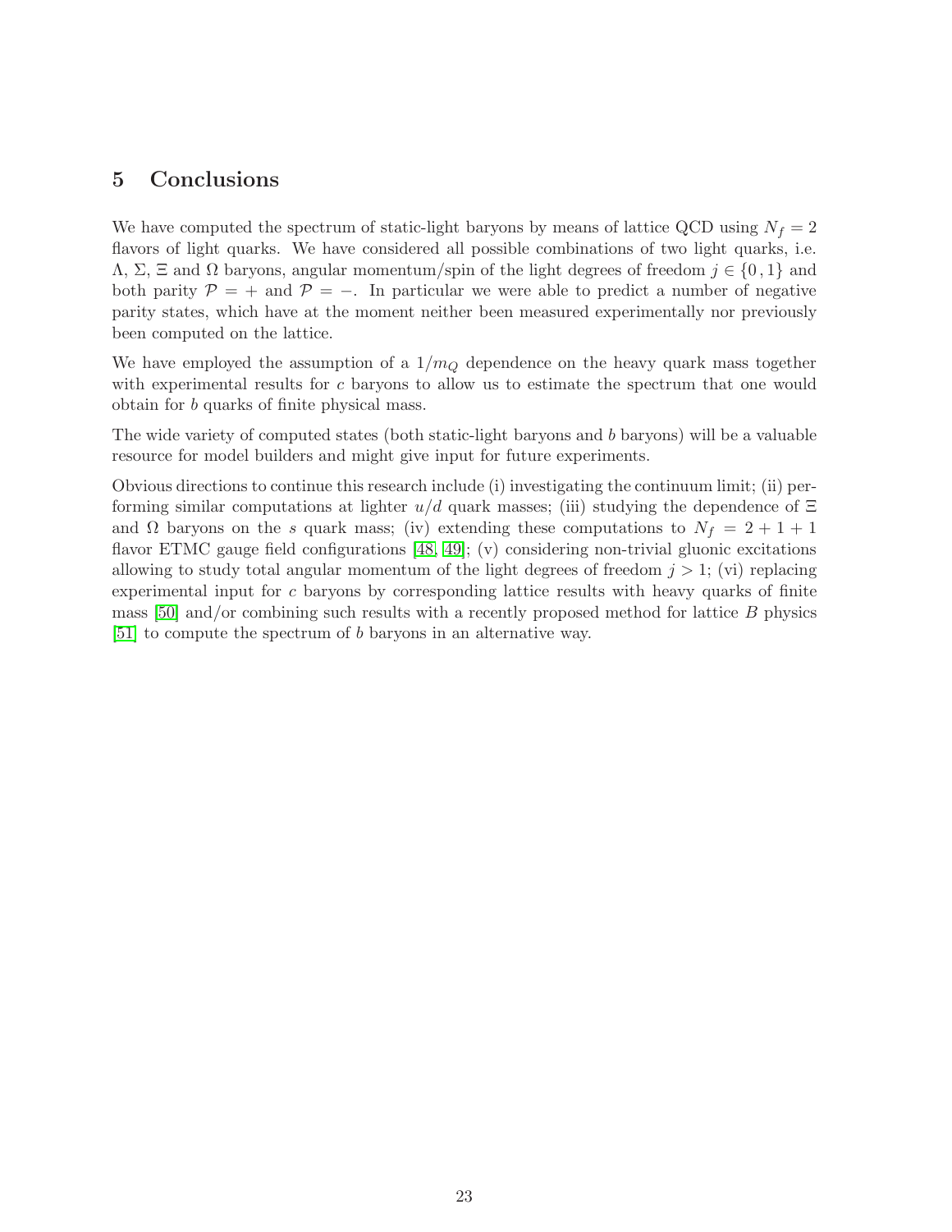## 5 Conclusions

We have computed the spectrum of static-light baryons by means of lattice QCD using $N_f = 2$ flavors of light quarks. We have considered all possible combinations of two light quarks, i.e. $\Lambda$, $\Sigma$, $\Xi$ and $\Omega$ baryons, angular momentum/spin of the light degrees of freedom $j \in \{0\,, 1\}$ and both parity $\mathcal{P} = +$ and $\mathcal{P} = -$. In particular we were able to predict a number of negative parity states, which have at the moment neither been measured experimentally nor previously been computed on the lattice.

We have employed the assumption of a $1/m_Q$ dependence on the heavy quark mass together with experimental results for $c$ baryons to allow us to estimate the spectrum that one would obtain for $b$ quarks of finite physical mass.

The wide variety of computed states (both static-light baryons and $b$ baryons) will be a valuable resource for model builders and might give input for future experiments.

Obvious directions to continue this research include (i) investigating the continuum limit; (ii) performing similar computations at lighter $u/d$ quark masses; (iii) studying the dependence of $\Xi$ and $\Omega$ baryons on the $s$ quark mass; (iv) extending these computations to $N_f = 2 + 1 + 1$ flavor ETMC gauge field configurations [48, 49]; (v) considering non-trivial gluonic excitations allowing to study total angular momentum of the light degrees of freedom $j > 1$; (vi) replacing experimental input for $c$ baryons by corresponding lattice results with heavy quarks of finite mass [50] and/or combining such results with a recently proposed method for lattice $B$ physics [51] to compute the spectrum of $b$ baryons in an alternative way.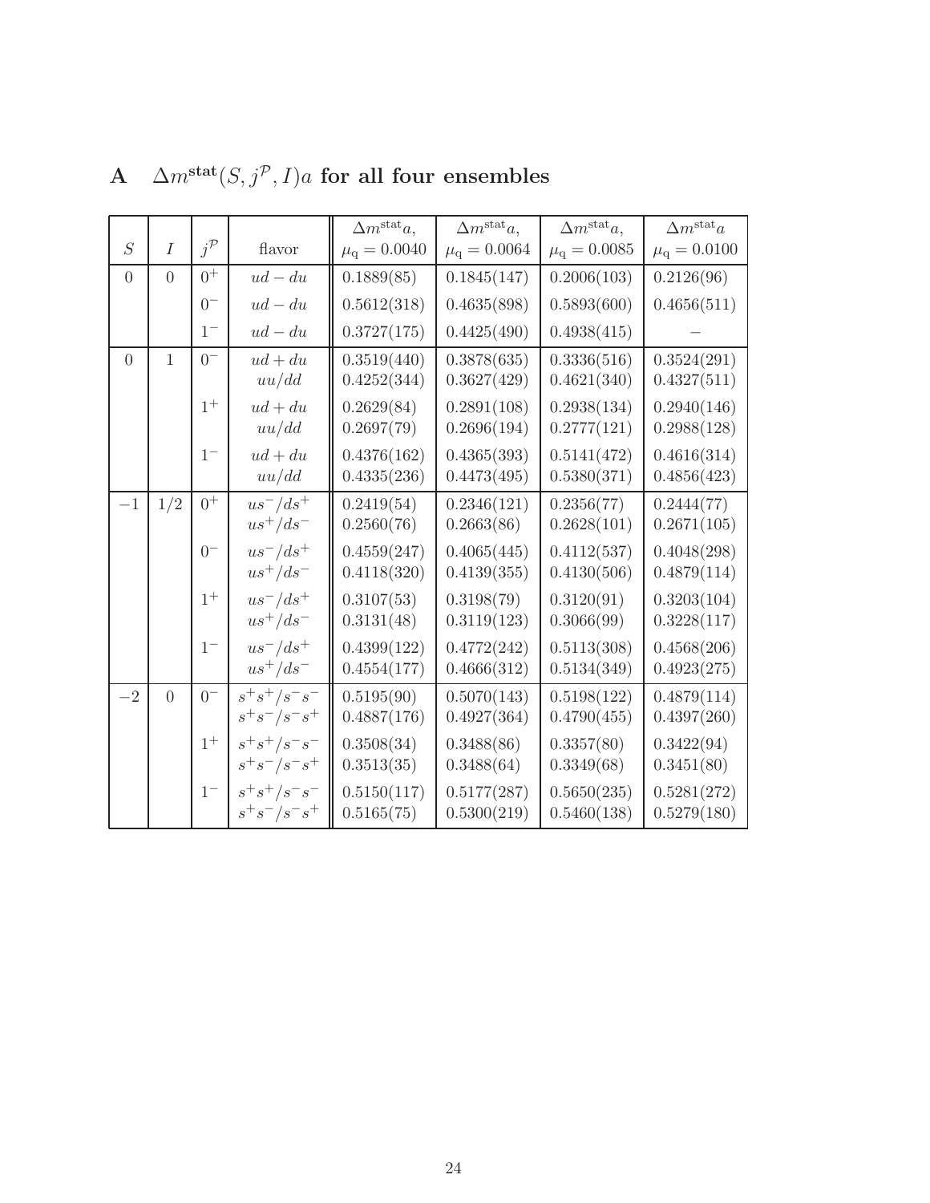# A $\Delta m^{\text{stat}}(S, j^{\mathcal{P}}, I)a$ for all four ensembles

| $S$ | $I$ | $j^{\mathcal{P}}$ | flavor | $\Delta m^{\text{stat}}a$, $\mu_{\text{q}} = 0.0040$ | $\Delta m^{\text{stat}}a$, $\mu_{\text{q}} = 0.0064$ | $\Delta m^{\text{stat}}a$, $\mu_{\text{q}} = 0.0085$ | $\Delta m^{\text{stat}}a$ $\mu_{\text{q}} = 0.0100$ |
|---|---|---|---|---|---|---|---|
| 0 | 0 | $0^+$ | $ud - du$ | 0.1889(85) | 0.1845(147) | 0.2006(103) | 0.2126(96) |
| | | $0^-$ | $ud - du$ | 0.5612(318) | 0.4635(898) | 0.5893(600) | 0.4656(511) |
| | | $1^-$ | $ud - du$ | 0.3727(175) | 0.4425(490) | 0.4938(415) | − |
| 0 | 1 | $0^-$ | $ud + du$ | 0.3519(440) | 0.3878(635) | 0.3336(516) | 0.3524(291) |
| | | | $uu/dd$ | 0.4252(344) | 0.3627(429) | 0.4621(340) | 0.4327(511) |
| | | $1^+$ | $ud + du$ | 0.2629(84) | 0.2891(108) | 0.2938(134) | 0.2940(146) |
| | | | $uu/dd$ | 0.2697(79) | 0.2696(194) | 0.2777(121) | 0.2988(128) |
| | | $1^-$ | $ud + du$ | 0.4376(162) | 0.4365(393) | 0.5141(472) | 0.4616(314) |
| | | | $uu/dd$ | 0.4335(236) | 0.4473(495) | 0.5380(371) | 0.4856(423) |
| $-1$ | $1/2$ | $0^+$ | $us^-/ds^+$ | 0.2419(54) | 0.2346(121) | 0.2356(77) | 0.2444(77) |
| | | | $us^+/ds^-$ | 0.2560(76) | 0.2663(86) | 0.2628(101) | 0.2671(105) |
| | | $0^-$ | $us^-/ds^+$ | 0.4559(247) | 0.4065(445) | 0.4112(537) | 0.4048(298) |
| | | | $us^+/ds^-$ | 0.4118(320) | 0.4139(355) | 0.4130(506) | 0.4879(114) |
| | | $1^+$ | $us^-/ds^+$ | 0.3107(53) | 0.3198(79) | 0.3120(91) | 0.3203(104) |
| | | | $us^+/ds^-$ | 0.3131(48) | 0.3119(123) | 0.3066(99) | 0.3228(117) |
| | | $1^-$ | $us^-/ds^+$ | 0.4399(122) | 0.4772(242) | 0.5113(308) | 0.4568(206) |
| | | | $us^+/ds^-$ | 0.4554(177) | 0.4666(312) | 0.5134(349) | 0.4923(275) |
| $-2$ | 0 | $0^-$ | $s^+s^+/s^-s^-$ | 0.5195(90) | 0.5070(143) | 0.5198(122) | 0.4879(114) |
| | | | $s^+s^-/s^-s^+$ | 0.4887(176) | 0.4927(364) | 0.4790(455) | 0.4397(260) |
| | | $1^+$ | $s^+s^+/s^-s^-$ | 0.3508(34) | 0.3488(86) | 0.3357(80) | 0.3422(94) |
| | | | $s^+s^-/s^-s^+$ | 0.3513(35) | 0.3488(64) | 0.3349(68) | 0.3451(80) |
| | | $1^-$ | $s^+s^+/s^-s^-$ | 0.5150(117) | 0.5177(287) | 0.5650(235) | 0.5281(272) |
| | | | $s^+s^-/s^-s^+$ | 0.5165(75) | 0.5300(219) | 0.5460(138) | 0.5279(180) |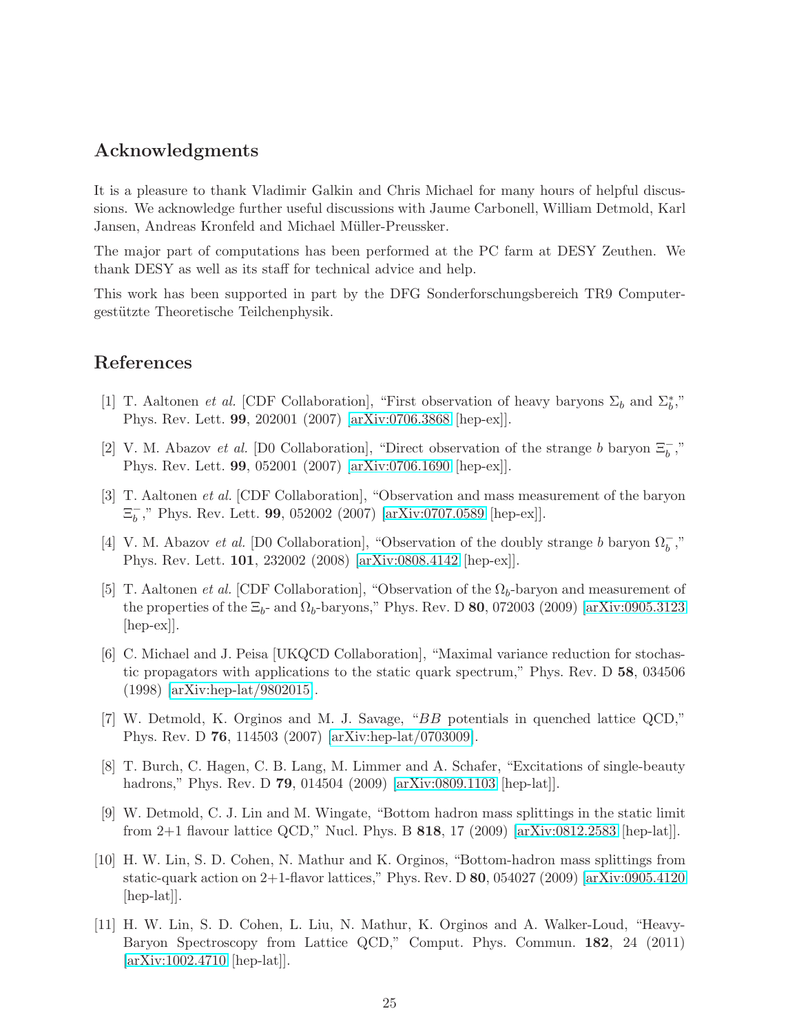## Acknowledgments

It is a pleasure to thank Vladimir Galkin and Chris Michael for many hours of helpful discussions. We acknowledge further useful discussions with Jaume Carbonell, William Detmold, Karl Jansen, Andreas Kronfeld and Michael Müller-Preussker.

The major part of computations has been performed at the PC farm at DESY Zeuthen. We thank DESY as well as its staff for technical advice and help.

This work has been supported in part by the DFG Sonderforschungsbereich TR9 Computergestützte Theoretische Teilchenphysik.

## References

[1] T. Aaltonen *et al.* [CDF Collaboration], "First observation of heavy baryons $\Sigma_b$ and $\Sigma_b^*$," Phys. Rev. Lett. **99**, 202001 (2007) [arXiv:0706.3868 [hep-ex]].

[2] V. M. Abazov *et al.* [D0 Collaboration], "Direct observation of the strange $b$ baryon $\Xi_b^-$," Phys. Rev. Lett. **99**, 052001 (2007) [arXiv:0706.1690 [hep-ex]].

[3] T. Aaltonen *et al.* [CDF Collaboration], "Observation and mass measurement of the baryon $\Xi_b^-$," Phys. Rev. Lett. **99**, 052002 (2007) [arXiv:0707.0589 [hep-ex]].

[4] V. M. Abazov *et al.* [D0 Collaboration], "Observation of the doubly strange $b$ baryon $\Omega_b^-$," Phys. Rev. Lett. **101**, 232002 (2008) [arXiv:0808.4142 [hep-ex]].

[5] T. Aaltonen *et al.* [CDF Collaboration], "Observation of the $\Omega_b$-baryon and measurement of the properties of the $\Xi_b$- and $\Omega_b$-baryons," Phys. Rev. D **80**, 072003 (2009) [arXiv:0905.3123 [hep-ex]].

[6] C. Michael and J. Peisa [UKQCD Collaboration], "Maximal variance reduction for stochastic propagators with applications to the static quark spectrum," Phys. Rev. D **58**, 034506 (1998) [arXiv:hep-lat/9802015].

[7] W. Detmold, K. Orginos and M. J. Savage, "$BB$ potentials in quenched lattice QCD," Phys. Rev. D **76**, 114503 (2007) [arXiv:hep-lat/0703009].

[8] T. Burch, C. Hagen, C. B. Lang, M. Limmer and A. Schafer, "Excitations of single-beauty hadrons," Phys. Rev. D **79**, 014504 (2009) [arXiv:0809.1103 [hep-lat]].

[9] W. Detmold, C. J. Lin and M. Wingate, "Bottom hadron mass splittings in the static limit from 2+1 flavour lattice QCD," Nucl. Phys. B **818**, 17 (2009) [arXiv:0812.2583 [hep-lat]].

[10] H. W. Lin, S. D. Cohen, N. Mathur and K. Orginos, "Bottom-hadron mass splittings from static-quark action on 2+1-flavor lattices," Phys. Rev. D **80**, 054027 (2009) [arXiv:0905.4120 [hep-lat]].

[11] H. W. Lin, S. D. Cohen, L. Liu, N. Mathur, K. Orginos and A. Walker-Loud, "Heavy-Baryon Spectroscopy from Lattice QCD," Comput. Phys. Commun. **182**, 24 (2011) [arXiv:1002.4710 [hep-lat]].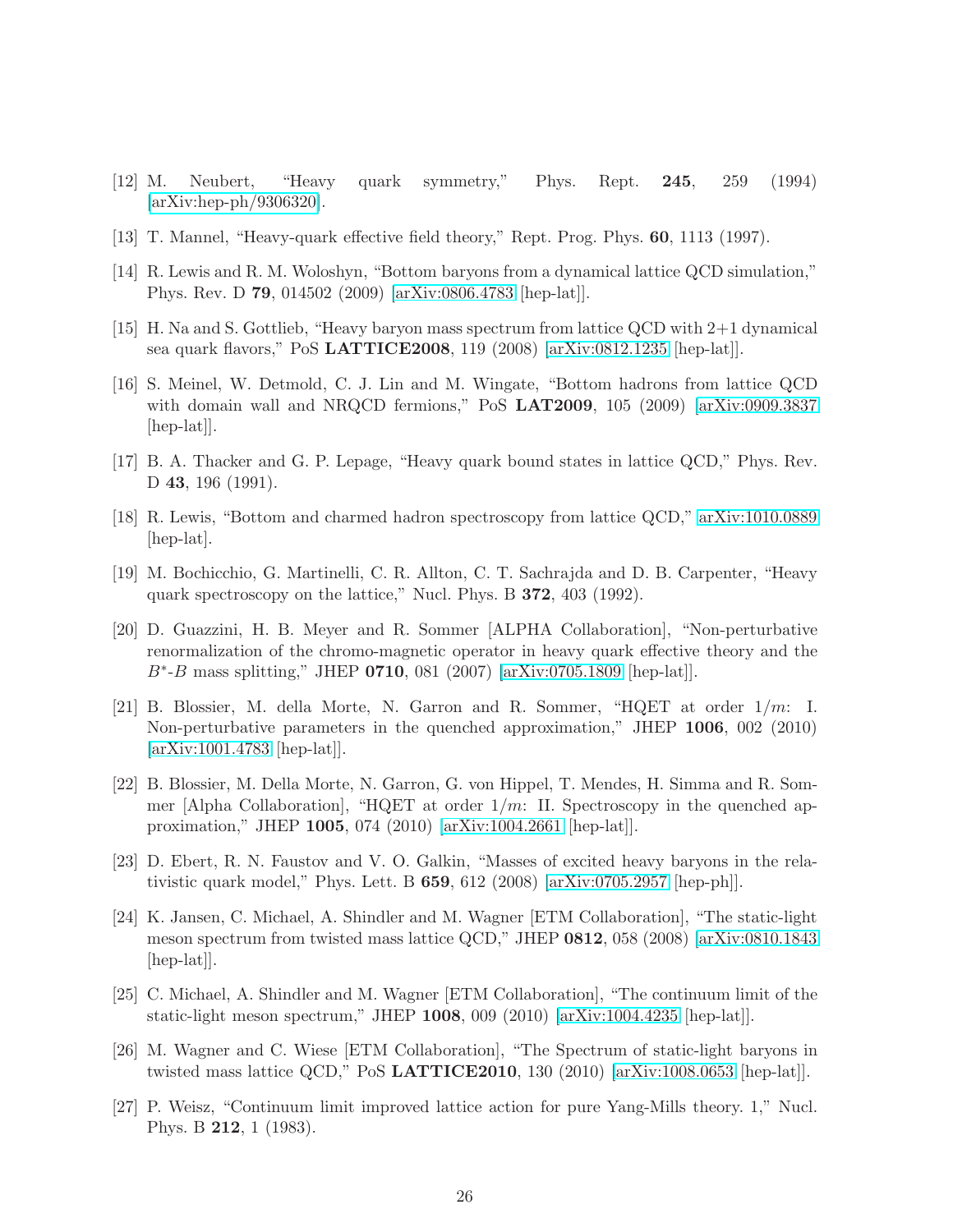[12] M. Neubert, “Heavy quark symmetry,” Phys. Rept. **245**, 259 (1994) [arXiv:hep-ph/9306320].

[13] T. Mannel, “Heavy-quark effective field theory,” Rept. Prog. Phys. **60**, 1113 (1997).

[14] R. Lewis and R. M. Woloshyn, “Bottom baryons from a dynamical lattice QCD simulation,” Phys. Rev. D **79**, 014502 (2009) [arXiv:0806.4783 [hep-lat]].

[15] H. Na and S. Gottlieb, “Heavy baryon mass spectrum from lattice QCD with 2+1 dynamical sea quark flavors,” PoS **LATTICE2008**, 119 (2008) [arXiv:0812.1235 [hep-lat]].

[16] S. Meinel, W. Detmold, C. J. Lin and M. Wingate, “Bottom hadrons from lattice QCD with domain wall and NRQCD fermions,” PoS **LAT2009**, 105 (2009) [arXiv:0909.3837 [hep-lat]].

[17] B. A. Thacker and G. P. Lepage, “Heavy quark bound states in lattice QCD,” Phys. Rev. D **43**, 196 (1991).

[18] R. Lewis, “Bottom and charmed hadron spectroscopy from lattice QCD,” arXiv:1010.0889 [hep-lat].

[19] M. Bochicchio, G. Martinelli, C. R. Allton, C. T. Sachrajda and D. B. Carpenter, “Heavy quark spectroscopy on the lattice,” Nucl. Phys. B **372**, 403 (1992).

[20] D. Guazzini, H. B. Meyer and R. Sommer [ALPHA Collaboration], “Non-perturbative renormalization of the chromo-magnetic operator in heavy quark effective theory and the $B^*$-$B$ mass splitting,” JHEP **0710**, 081 (2007) [arXiv:0705.1809 [hep-lat]].

[21] B. Blossier, M. della Morte, N. Garron and R. Sommer, “HQET at order $1/m$: I. Non-perturbative parameters in the quenched approximation,” JHEP **1006**, 002 (2010) [arXiv:1001.4783 [hep-lat]].

[22] B. Blossier, M. Della Morte, N. Garron, G. von Hippel, T. Mendes, H. Simma and R. Sommer [Alpha Collaboration], “HQET at order $1/m$: II. Spectroscopy in the quenched approximation,” JHEP **1005**, 074 (2010) [arXiv:1004.2661 [hep-lat]].

[23] D. Ebert, R. N. Faustov and V. O. Galkin, “Masses of excited heavy baryons in the relativistic quark model,” Phys. Lett. B **659**, 612 (2008) [arXiv:0705.2957 [hep-ph]].

[24] K. Jansen, C. Michael, A. Shindler and M. Wagner [ETM Collaboration], “The static-light meson spectrum from twisted mass lattice QCD,” JHEP **0812**, 058 (2008) [arXiv:0810.1843 [hep-lat]].

[25] C. Michael, A. Shindler and M. Wagner [ETM Collaboration], “The continuum limit of the static-light meson spectrum,” JHEP **1008**, 009 (2010) [arXiv:1004.4235 [hep-lat]].

[26] M. Wagner and C. Wiese [ETM Collaboration], “The Spectrum of static-light baryons in twisted mass lattice QCD,” PoS **LATTICE2010**, 130 (2010) [arXiv:1008.0653 [hep-lat]].

[27] P. Weisz, “Continuum limit improved lattice action for pure Yang-Mills theory. 1,” Nucl. Phys. B **212**, 1 (1983).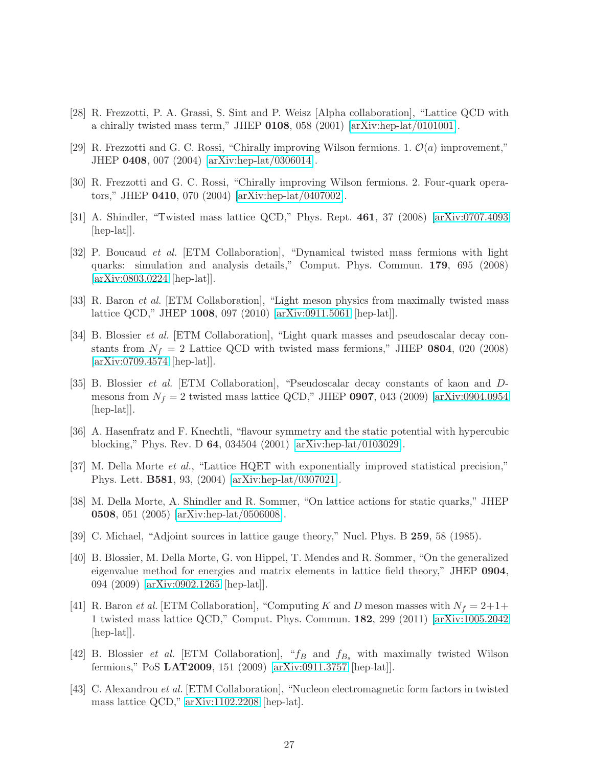[28] R. Frezzotti, P. A. Grassi, S. Sint and P. Weisz [Alpha collaboration], "Lattice QCD with a chirally twisted mass term," JHEP **0108**, 058 (2001) [arXiv:hep-lat/0101001].

[29] R. Frezzotti and G. C. Rossi, "Chirally improving Wilson fermions. 1. $\mathcal{O}(a)$ improvement," JHEP **0408**, 007 (2004) [arXiv:hep-lat/0306014].

[30] R. Frezzotti and G. C. Rossi, "Chirally improving Wilson fermions. 2. Four-quark operators," JHEP **0410**, 070 (2004) [arXiv:hep-lat/0407002].

[31] A. Shindler, "Twisted mass lattice QCD," Phys. Rept. **461**, 37 (2008) [arXiv:0707.4093 [hep-lat]].

[32] P. Boucaud *et al.* [ETM Collaboration], "Dynamical twisted mass fermions with light quarks: simulation and analysis details," Comput. Phys. Commun. **179**, 695 (2008) [arXiv:0803.0224 [hep-lat]].

[33] R. Baron *et al.* [ETM Collaboration], "Light meson physics from maximally twisted mass lattice QCD," JHEP **1008**, 097 (2010) [arXiv:0911.5061 [hep-lat]].

[34] B. Blossier *et al.* [ETM Collaboration], "Light quark masses and pseudoscalar decay constants from $N_f = 2$ Lattice QCD with twisted mass fermions," JHEP **0804**, 020 (2008) [arXiv:0709.4574 [hep-lat]].

[35] B. Blossier *et al.* [ETM Collaboration], "Pseudoscalar decay constants of kaon and $D$-mesons from $N_f = 2$ twisted mass lattice QCD," JHEP **0907**, 043 (2009) [arXiv:0904.0954 [hep-lat]].

[36] A. Hasenfratz and F. Knechtli, "flavour symmetry and the static potential with hypercubic blocking," Phys. Rev. D **64**, 034504 (2001) [arXiv:hep-lat/0103029].

[37] M. Della Morte *et al.*, "Lattice HQET with exponentially improved statistical precision," Phys. Lett. **B581**, 93, (2004) [arXiv:hep-lat/0307021].

[38] M. Della Morte, A. Shindler and R. Sommer, "On lattice actions for static quarks," JHEP **0508**, 051 (2005) [arXiv:hep-lat/0506008].

[39] C. Michael, "Adjoint sources in lattice gauge theory," Nucl. Phys. B **259**, 58 (1985).

[40] B. Blossier, M. Della Morte, G. von Hippel, T. Mendes and R. Sommer, "On the generalized eigenvalue method for energies and matrix elements in lattice field theory," JHEP **0904**, 094 (2009) [arXiv:0902.1265 [hep-lat]].

[41] R. Baron *et al.* [ETM Collaboration], "Computing $K$ and $D$ meson masses with $N_f = 2+1+1$ twisted mass lattice QCD," Comput. Phys. Commun. **182**, 299 (2011) [arXiv:1005.2042 [hep-lat]].

[42] B. Blossier *et al.* [ETM Collaboration], "$f_B$ and $f_{B_s}$ with maximally twisted Wilson fermions," PoS **LAT2009**, 151 (2009) [arXiv:0911.3757 [hep-lat]].

[43] C. Alexandrou *et al.* [ETM Collaboration], "Nucleon electromagnetic form factors in twisted mass lattice QCD," arXiv:1102.2208 [hep-lat].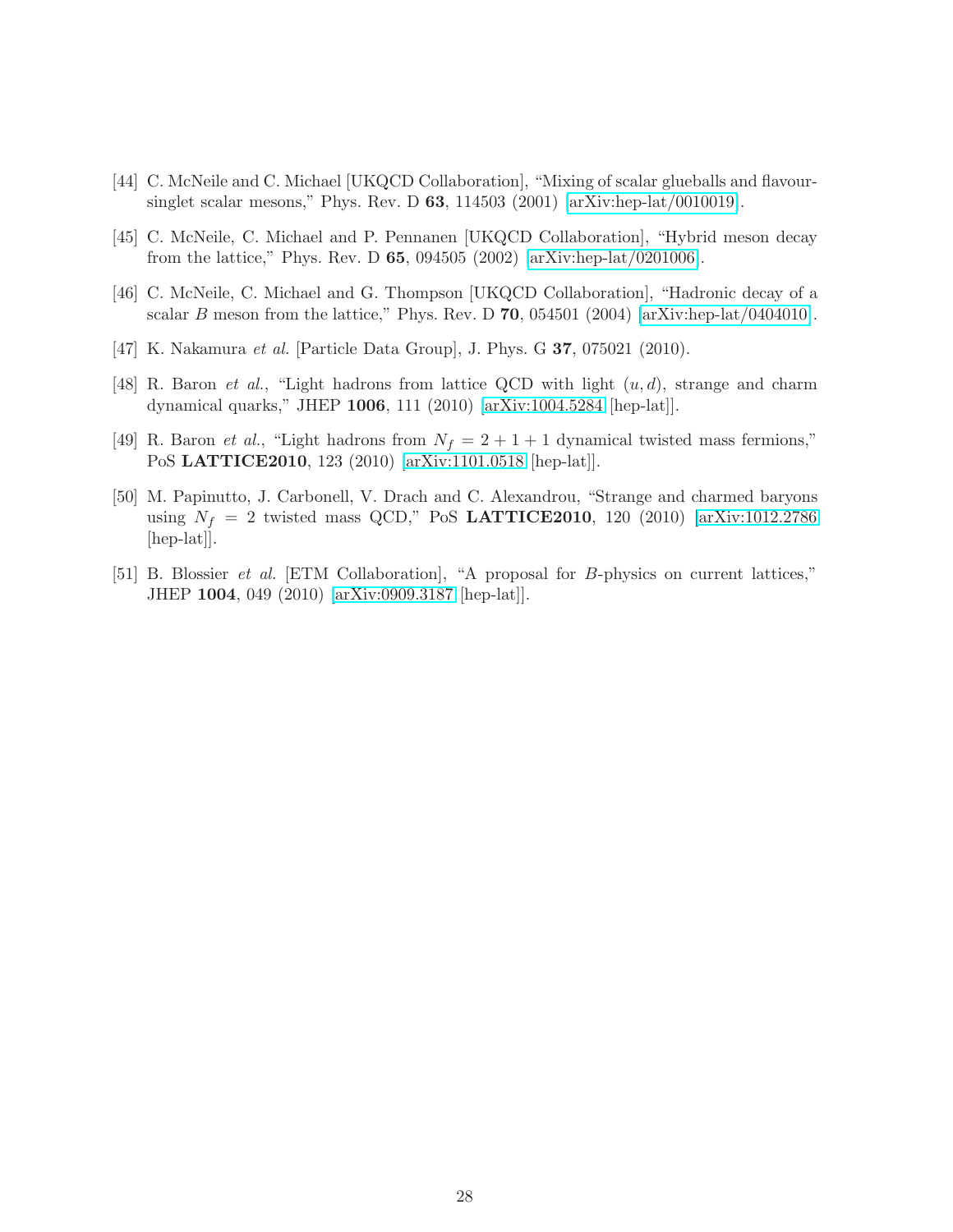[44] C. McNeile and C. Michael [UKQCD Collaboration], "Mixing of scalar glueballs and flavour-singlet scalar mesons," Phys. Rev. D **63**, 114503 (2001) [arXiv:hep-lat/0010019].

[45] C. McNeile, C. Michael and P. Pennanen [UKQCD Collaboration], "Hybrid meson decay from the lattice," Phys. Rev. D **65**, 094505 (2002) [arXiv:hep-lat/0201006].

[46] C. McNeile, C. Michael and G. Thompson [UKQCD Collaboration], "Hadronic decay of a scalar $B$ meson from the lattice," Phys. Rev. D **70**, 054501 (2004) [arXiv:hep-lat/0404010].

[47] K. Nakamura *et al.* [Particle Data Group], J. Phys. G **37**, 075021 (2010).

[48] R. Baron *et al.*, "Light hadrons from lattice QCD with light $(u, d)$, strange and charm dynamical quarks," JHEP **1006**, 111 (2010) [arXiv:1004.5284 [hep-lat]].

[49] R. Baron *et al.*, "Light hadrons from $N_f = 2 + 1 + 1$ dynamical twisted mass fermions," PoS **LATTICE2010**, 123 (2010) [arXiv:1101.0518 [hep-lat]].

[50] M. Papinutto, J. Carbonell, V. Drach and C. Alexandrou, "Strange and charmed baryons using $N_f = 2$ twisted mass QCD," PoS **LATTICE2010**, 120 (2010) [arXiv:1012.2786 [hep-lat]].

[51] B. Blossier *et al.* [ETM Collaboration], "A proposal for $B$-physics on current lattices," JHEP **1004**, 049 (2010) [arXiv:0909.3187 [hep-lat]].